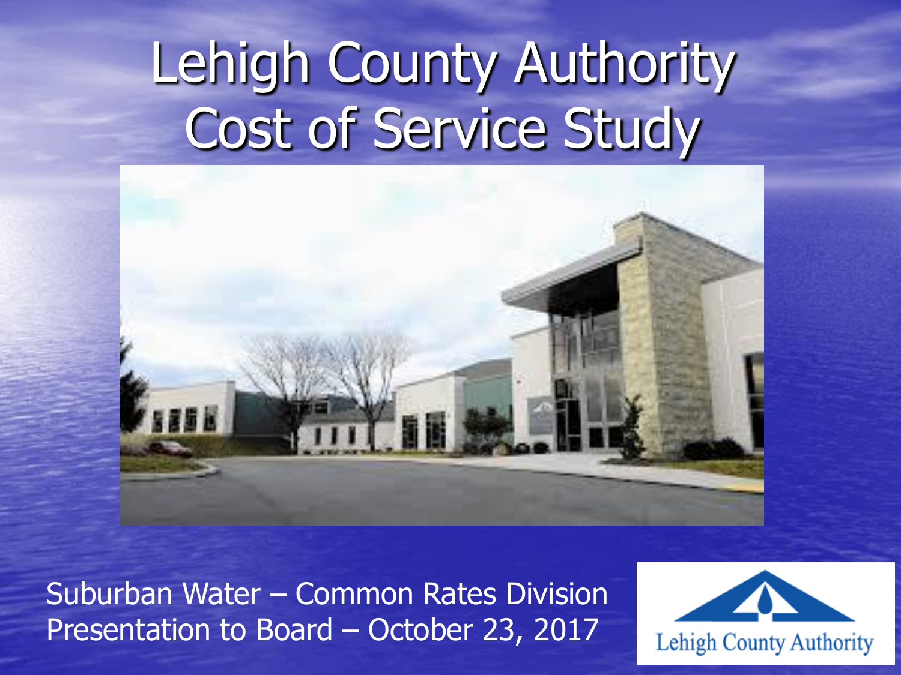# Lehigh County Authority Cost of Service Study

Suburban Water – Common Rates Division
Presentation to Board – October 23, 2017

Lehigh County Authority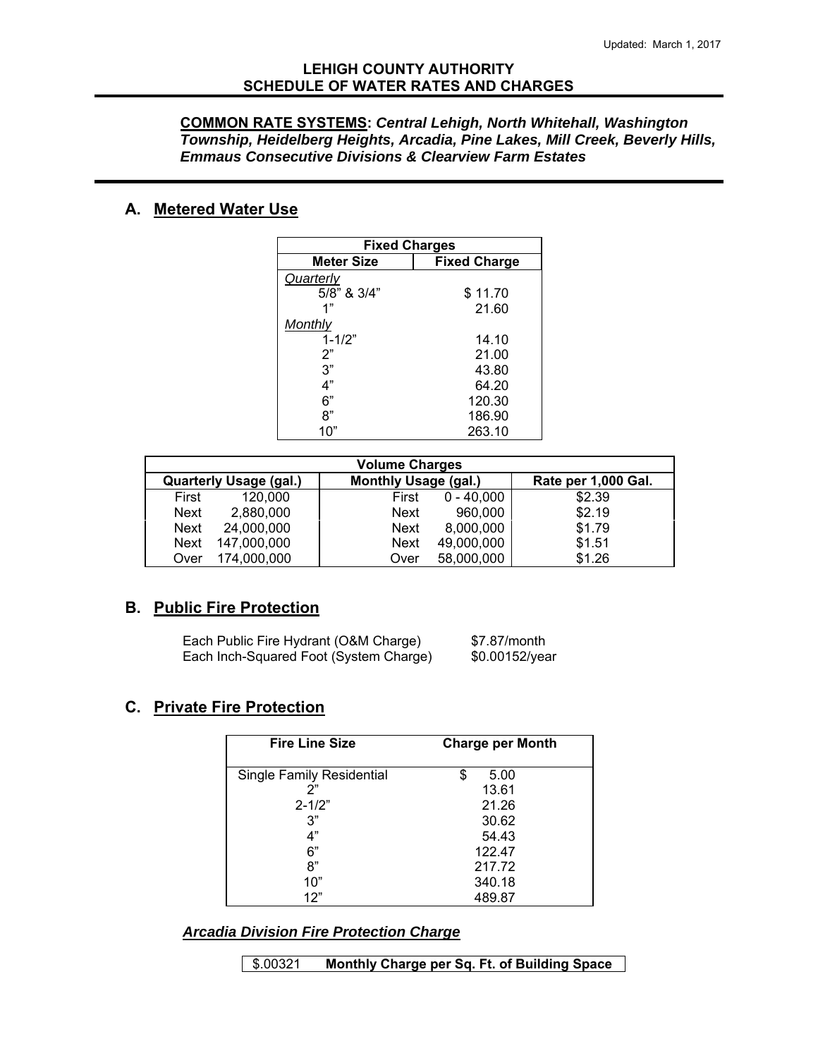# LEHIGH COUNTY AUTHORITY
# SCHEDULE OF WATER RATES AND CHARGES

**COMMON RATE SYSTEMS:** ***Central Lehigh, North Whitehall, Washington Township, Heidelberg Heights, Arcadia, Pine Lakes, Mill Creek, Beverly Hills, Emmaus Consecutive Divisions & Clearview Farm Estates***

## A. Metered Water Use

| Fixed Charges | |
|---|---|
| **Meter Size** | **Fixed Charge** |
| *Quarterly* | |
| 5/8" & 3/4" | $ 11.70 |
| 1" | 21.60 |
| *Monthly* | |
| 1-1/2" | 14.10 |
| 2" | 21.00 |
| 3" | 43.80 |
| 4" | 64.20 |
| 6" | 120.30 |
| 8" | 186.90 |
| 10" | 263.10 |

| Volume Charges | | |
|---|---|---|
| **Quarterly Usage (gal.)** | **Monthly Usage (gal.)** | **Rate per 1,000 Gal.** |
| First 120,000 | First 0 - 40,000 | $2.39 |
| Next 2,880,000 | Next 960,000 | $2.19 |
| Next 24,000,000 | Next 8,000,000 | $1.79 |
| Next 147,000,000 | Next 49,000,000 | $1.51 |
| Over 174,000,000 | Over 58,000,000 | $1.26 |

## B. Public Fire Protection

| | |
|---|---|
| Each Public Fire Hydrant (O&M Charge) | $7.87/month |
| Each Inch-Squared Foot (System Charge) | $0.00152/year |

## C. Private Fire Protection

| Fire Line Size | Charge per Month |
|---|---|
| Single Family Residential | $ 5.00 |
| 2" | 13.61 |
| 2-1/2" | 21.26 |
| 3" | 30.62 |
| 4" | 54.43 |
| 6" | 122.47 |
| 8" | 217.72 |
| 10" | 340.18 |
| 12" | 489.87 |

***Arcadia Division Fire Protection Charge***

| $.00321 | **Monthly Charge per Sq. Ft. of Building Space** |
|---|---|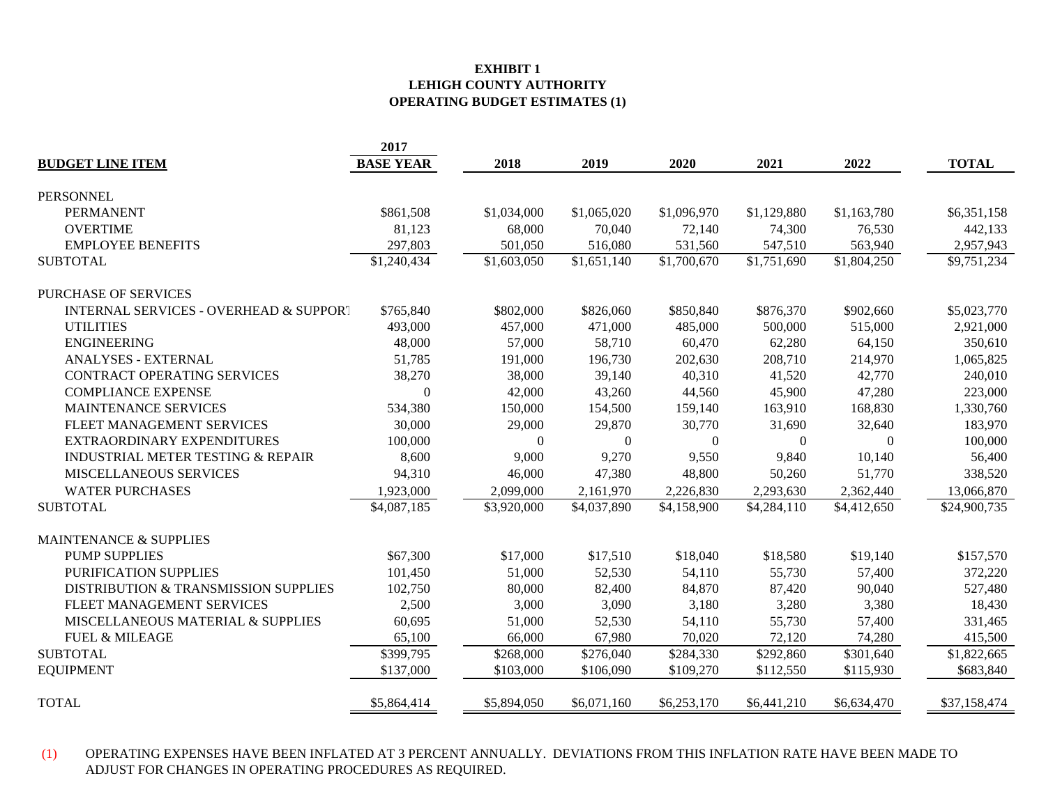**EXHIBIT 1**
**LEHIGH COUNTY AUTHORITY**
**OPERATING BUDGET ESTIMATES (1)**

| BUDGET LINE ITEM | 2017 BASE YEAR | 2018 | 2019 | 2020 | 2021 | 2022 | TOTAL |
|---|---|---|---|---|---|---|---|
| PERSONNEL | | | | | | | |
| PERMANENT | $861,508 | $1,034,000 | $1,065,020 | $1,096,970 | $1,129,880 | $1,163,780 | $6,351,158 |
| OVERTIME | 81,123 | 68,000 | 70,040 | 72,140 | 74,300 | 76,530 | 442,133 |
| EMPLOYEE BENEFITS | 297,803 | 501,050 | 516,080 | 531,560 | 547,510 | 563,940 | 2,957,943 |
| SUBTOTAL | $1,240,434 | $1,603,050 | $1,651,140 | $1,700,670 | $1,751,690 | $1,804,250 | $9,751,234 |
| PURCHASE OF SERVICES | | | | | | | |
| INTERNAL SERVICES - OVERHEAD & SUPPORT | $765,840 | $802,000 | $826,060 | $850,840 | $876,370 | $902,660 | $5,023,770 |
| UTILITIES | 493,000 | 457,000 | 471,000 | 485,000 | 500,000 | 515,000 | 2,921,000 |
| ENGINEERING | 48,000 | 57,000 | 58,710 | 60,470 | 62,280 | 64,150 | 350,610 |
| ANALYSES - EXTERNAL | 51,785 | 191,000 | 196,730 | 202,630 | 208,710 | 214,970 | 1,065,825 |
| CONTRACT OPERATING SERVICES | 38,270 | 38,000 | 39,140 | 40,310 | 41,520 | 42,770 | 240,010 |
| COMPLIANCE EXPENSE | 0 | 42,000 | 43,260 | 44,560 | 45,900 | 47,280 | 223,000 |
| MAINTENANCE SERVICES | 534,380 | 150,000 | 154,500 | 159,140 | 163,910 | 168,830 | 1,330,760 |
| FLEET MANAGEMENT SERVICES | 30,000 | 29,000 | 29,870 | 30,770 | 31,690 | 32,640 | 183,970 |
| EXTRAORDINARY EXPENDITURES | 100,000 | 0 | 0 | 0 | 0 | 0 | 100,000 |
| INDUSTRIAL METER TESTING & REPAIR | 8,600 | 9,000 | 9,270 | 9,550 | 9,840 | 10,140 | 56,400 |
| MISCELLANEOUS SERVICES | 94,310 | 46,000 | 47,380 | 48,800 | 50,260 | 51,770 | 338,520 |
| WATER PURCHASES | 1,923,000 | 2,099,000 | 2,161,970 | 2,226,830 | 2,293,630 | 2,362,440 | 13,066,870 |
| SUBTOTAL | $4,087,185 | $3,920,000 | $4,037,890 | $4,158,900 | $4,284,110 | $4,412,650 | $24,900,735 |
| MAINTENANCE & SUPPLIES | | | | | | | |
| PUMP SUPPLIES | $67,300 | $17,000 | $17,510 | $18,040 | $18,580 | $19,140 | $157,570 |
| PURIFICATION SUPPLIES | 101,450 | 51,000 | 52,530 | 54,110 | 55,730 | 57,400 | 372,220 |
| DISTRIBUTION & TRANSMISSION SUPPLIES | 102,750 | 80,000 | 82,400 | 84,870 | 87,420 | 90,040 | 527,480 |
| FLEET MANAGEMENT SERVICES | 2,500 | 3,000 | 3,090 | 3,180 | 3,280 | 3,380 | 18,430 |
| MISCELLANEOUS MATERIAL & SUPPLIES | 60,695 | 51,000 | 52,530 | 54,110 | 55,730 | 57,400 | 331,465 |
| FUEL & MILEAGE | 65,100 | 66,000 | 67,980 | 70,020 | 72,120 | 74,280 | 415,500 |
| SUBTOTAL | $399,795 | $268,000 | $276,040 | $284,330 | $292,860 | $301,640 | $1,822,665 |
| EQUIPMENT | $137,000 | $103,000 | $106,090 | $109,270 | $112,550 | $115,930 | $683,840 |
| TOTAL | $5,864,414 | $5,894,050 | $6,071,160 | $6,253,170 | $6,441,210 | $6,634,470 | $37,158,474 |

(1) OPERATING EXPENSES HAVE BEEN INFLATED AT 3 PERCENT ANNUALLY. DEVIATIONS FROM THIS INFLATION RATE HAVE BEEN MADE TO ADJUST FOR CHANGES IN OPERATING PROCEDURES AS REQUIRED.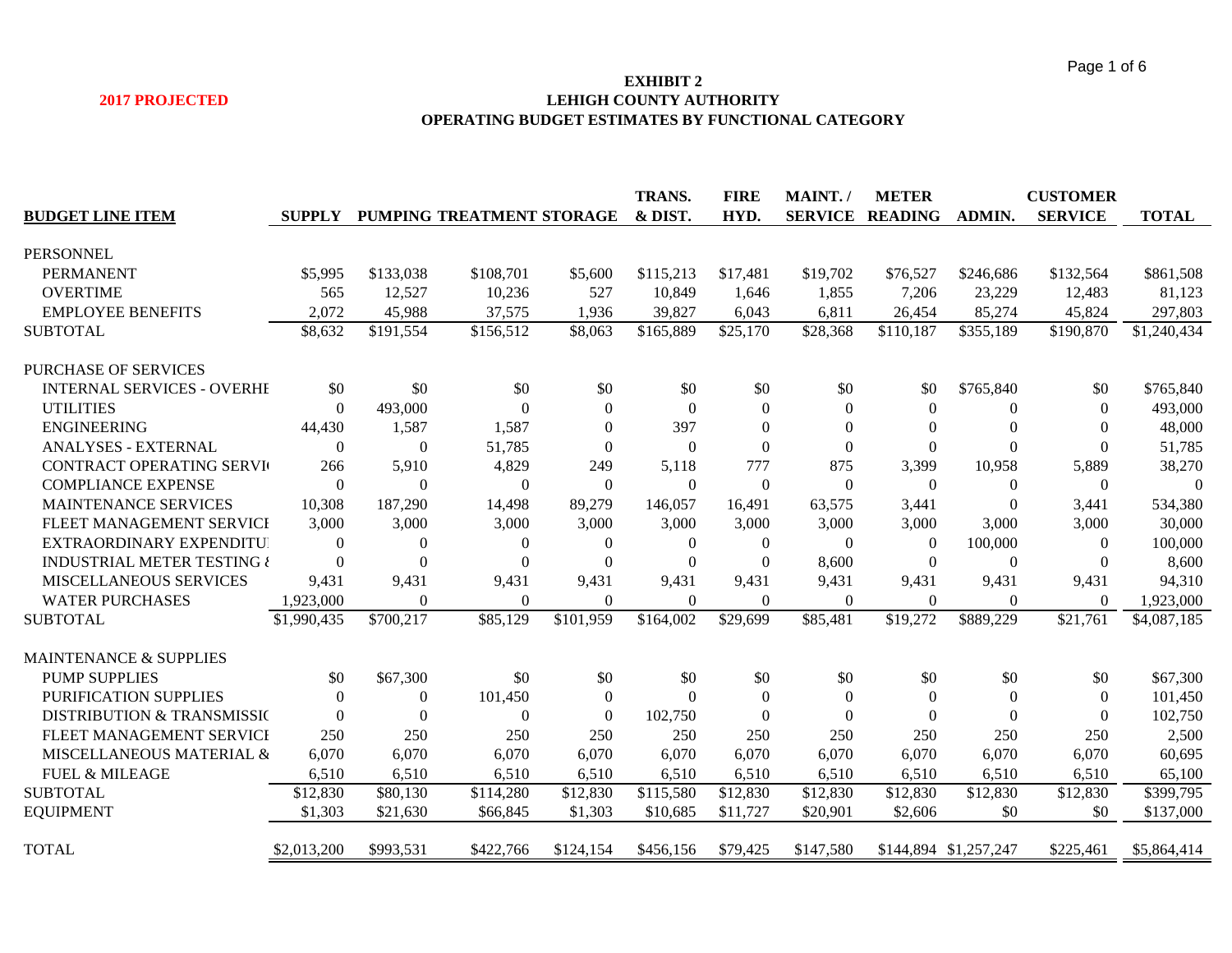**2017 PROJECTED**

# EXHIBIT 2
## LEHIGH COUNTY AUTHORITY
## OPERATING BUDGET ESTIMATES BY FUNCTIONAL CATEGORY

| BUDGET LINE ITEM | SUPPLY | PUMPING | TREATMENT | STORAGE | TRANS. & DIST. | FIRE HYD. | MAINT. / SERVICE | METER READING | ADMIN. | CUSTOMER SERVICE | TOTAL |
|---|---|---|---|---|---|---|---|---|---|---|---|
| PERSONNEL | | | | | | | | | | | |
| PERMANENT | $5,995 | $133,038 | $108,701 | $5,600 | $115,213 | $17,481 | $19,702 | $76,527 | $246,686 | $132,564 | $861,508 |
| OVERTIME | 565 | 12,527 | 10,236 | 527 | 10,849 | 1,646 | 1,855 | 7,206 | 23,229 | 12,483 | 81,123 |
| EMPLOYEE BENEFITS | 2,072 | 45,988 | 37,575 | 1,936 | 39,827 | 6,043 | 6,811 | 26,454 | 85,274 | 45,824 | 297,803 |
| SUBTOTAL | $8,632 | $191,554 | $156,512 | $8,063 | $165,889 | $25,170 | $28,368 | $110,187 | $355,189 | $190,870 | $1,240,434 |
| PURCHASE OF SERVICES | | | | | | | | | | | |
| INTERNAL SERVICES - OVERHE | $0 | $0 | $0 | $0 | $0 | $0 | $0 | $0 | $765,840 | $0 | $765,840 |
| UTILITIES | 0 | 493,000 | 0 | 0 | 0 | 0 | 0 | 0 | 0 | 0 | 493,000 |
| ENGINEERING | 44,430 | 1,587 | 1,587 | 0 | 397 | 0 | 0 | 0 | 0 | 0 | 48,000 |
| ANALYSES - EXTERNAL | 0 | 0 | 51,785 | 0 | 0 | 0 | 0 | 0 | 0 | 0 | 51,785 |
| CONTRACT OPERATING SERVI | 266 | 5,910 | 4,829 | 249 | 5,118 | 777 | 875 | 3,399 | 10,958 | 5,889 | 38,270 |
| COMPLIANCE EXPENSE | 0 | 0 | 0 | 0 | 0 | 0 | 0 | 0 | 0 | 0 | 0 |
| MAINTENANCE SERVICES | 10,308 | 187,290 | 14,498 | 89,279 | 146,057 | 16,491 | 63,575 | 3,441 | 0 | 3,441 | 534,380 |
| FLEET MANAGEMENT SERVICE | 3,000 | 3,000 | 3,000 | 3,000 | 3,000 | 3,000 | 3,000 | 3,000 | 3,000 | 3,000 | 30,000 |
| EXTRAORDINARY EXPENDITU | 0 | 0 | 0 | 0 | 0 | 0 | 0 | 0 | 100,000 | 0 | 100,000 |
| INDUSTRIAL METER TESTING & | 0 | 0 | 0 | 0 | 0 | 0 | 8,600 | 0 | 0 | 0 | 8,600 |
| MISCELLANEOUS SERVICES | 9,431 | 9,431 | 9,431 | 9,431 | 9,431 | 9,431 | 9,431 | 9,431 | 9,431 | 9,431 | 94,310 |
| WATER PURCHASES | 1,923,000 | 0 | 0 | 0 | 0 | 0 | 0 | 0 | 0 | 0 | 1,923,000 |
| SUBTOTAL | $1,990,435 | $700,217 | $85,129 | $101,959 | $164,002 | $29,699 | $85,481 | $19,272 | $889,229 | $21,761 | $4,087,185 |
| MAINTENANCE & SUPPLIES | | | | | | | | | | | |
| PUMP SUPPLIES | $0 | $67,300 | $0 | $0 | $0 | $0 | $0 | $0 | $0 | $0 | $67,300 |
| PURIFICATION SUPPLIES | 0 | 0 | 101,450 | 0 | 0 | 0 | 0 | 0 | 0 | 0 | 101,450 |
| DISTRIBUTION & TRANSMISSIO | 0 | 0 | 0 | 0 | 102,750 | 0 | 0 | 0 | 0 | 0 | 102,750 |
| FLEET MANAGEMENT SERVICE | 250 | 250 | 250 | 250 | 250 | 250 | 250 | 250 | 250 | 250 | 2,500 |
| MISCELLANEOUS MATERIAL & | 6,070 | 6,070 | 6,070 | 6,070 | 6,070 | 6,070 | 6,070 | 6,070 | 6,070 | 6,070 | 60,695 |
| FUEL & MILEAGE | 6,510 | 6,510 | 6,510 | 6,510 | 6,510 | 6,510 | 6,510 | 6,510 | 6,510 | 6,510 | 65,100 |
| SUBTOTAL | $12,830 | $80,130 | $114,280 | $12,830 | $115,580 | $12,830 | $12,830 | $12,830 | $12,830 | $12,830 | $399,795 |
| EQUIPMENT | $1,303 | $21,630 | $66,845 | $1,303 | $10,685 | $11,727 | $20,901 | $2,606 | $0 | $0 | $137,000 |
| TOTAL | $2,013,200 | $993,531 | $422,766 | $124,154 | $456,156 | $79,425 | $147,580 | $144,894 | $1,257,247 | $225,461 | $5,864,414 |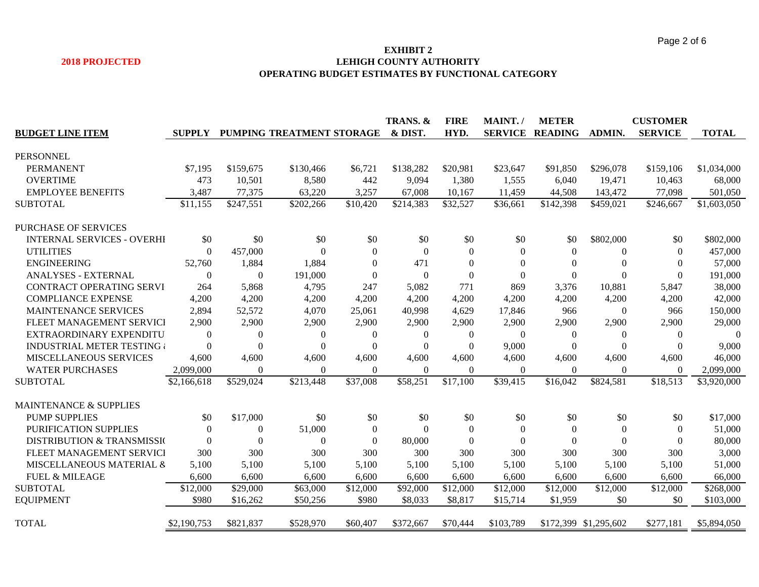**2018 PROJECTED**

**EXHIBIT 2**
**LEHIGH COUNTY AUTHORITY**
**OPERATING BUDGET ESTIMATES BY FUNCTIONAL CATEGORY**

| BUDGET LINE ITEM | SUPPLY | PUMPING | TREATMENT | STORAGE | TRANS. & & DIST. | FIRE HYD. | MAINT. / SERVICE | METER READING | ADMIN. | CUSTOMER SERVICE | TOTAL |
|---|---|---|---|---|---|---|---|---|---|---|---|
| PERSONNEL | | | | | | | | | | | |
| PERMANENT | $7,195 | $159,675 | $130,466 | $6,721 | $138,282 | $20,981 | $23,647 | $91,850 | $296,078 | $159,106 | $1,034,000 |
| OVERTIME | 473 | 10,501 | 8,580 | 442 | 9,094 | 1,380 | 1,555 | 6,040 | 19,471 | 10,463 | 68,000 |
| EMPLOYEE BENEFITS | 3,487 | 77,375 | 63,220 | 3,257 | 67,008 | 10,167 | 11,459 | 44,508 | 143,472 | 77,098 | 501,050 |
| SUBTOTAL | $11,155 | $247,551 | $202,266 | $10,420 | $214,383 | $32,527 | $36,661 | $142,398 | $459,021 | $246,667 | $1,603,050 |
| PURCHASE OF SERVICES | | | | | | | | | | | |
| INTERNAL SERVICES - OVERHI | $0 | $0 | $0 | $0 | $0 | $0 | $0 | $0 | $802,000 | $0 | $802,000 |
| UTILITIES | 0 | 457,000 | 0 | 0 | 0 | 0 | 0 | 0 | 0 | 0 | 457,000 |
| ENGINEERING | 52,760 | 1,884 | 1,884 | 0 | 471 | 0 | 0 | 0 | 0 | 0 | 57,000 |
| ANALYSES - EXTERNAL | 0 | 0 | 191,000 | 0 | 0 | 0 | 0 | 0 | 0 | 0 | 191,000 |
| CONTRACT OPERATING SERVI | 264 | 5,868 | 4,795 | 247 | 5,082 | 771 | 869 | 3,376 | 10,881 | 5,847 | 38,000 |
| COMPLIANCE EXPENSE | 4,200 | 4,200 | 4,200 | 4,200 | 4,200 | 4,200 | 4,200 | 4,200 | 4,200 | 4,200 | 42,000 |
| MAINTENANCE SERVICES | 2,894 | 52,572 | 4,070 | 25,061 | 40,998 | 4,629 | 17,846 | 966 | 0 | 966 | 150,000 |
| FLEET MANAGEMENT SERVICI | 2,900 | 2,900 | 2,900 | 2,900 | 2,900 | 2,900 | 2,900 | 2,900 | 2,900 | 2,900 | 29,000 |
| EXTRAORDINARY EXPENDITU | 0 | 0 | 0 | 0 | 0 | 0 | 0 | 0 | 0 | 0 | 0 |
| INDUSTRIAL METER TESTING | 0 | 0 | 0 | 0 | 0 | 0 | 9,000 | 0 | 0 | 0 | 9,000 |
| MISCELLANEOUS SERVICES | 4,600 | 4,600 | 4,600 | 4,600 | 4,600 | 4,600 | 4,600 | 4,600 | 4,600 | 4,600 | 46,000 |
| WATER PURCHASES | 2,099,000 | 0 | 0 | 0 | 0 | 0 | 0 | 0 | 0 | 0 | 2,099,000 |
| SUBTOTAL | $2,166,618 | $529,024 | $213,448 | $37,008 | $58,251 | $17,100 | $39,415 | $16,042 | $824,581 | $18,513 | $3,920,000 |
| MAINTENANCE & SUPPLIES | | | | | | | | | | | |
| PUMP SUPPLIES | $0 | $17,000 | $0 | $0 | $0 | $0 | $0 | $0 | $0 | $0 | $17,000 |
| PURIFICATION SUPPLIES | 0 | 0 | 51,000 | 0 | 0 | 0 | 0 | 0 | 0 | 0 | 51,000 |
| DISTRIBUTION & TRANSMISSI( | 0 | 0 | 0 | 0 | 80,000 | 0 | 0 | 0 | 0 | 0 | 80,000 |
| FLEET MANAGEMENT SERVICI | 300 | 300 | 300 | 300 | 300 | 300 | 300 | 300 | 300 | 300 | 3,000 |
| MISCELLANEOUS MATERIAL & | 5,100 | 5,100 | 5,100 | 5,100 | 5,100 | 5,100 | 5,100 | 5,100 | 5,100 | 5,100 | 51,000 |
| FUEL & MILEAGE | 6,600 | 6,600 | 6,600 | 6,600 | 6,600 | 6,600 | 6,600 | 6,600 | 6,600 | 6,600 | 66,000 |
| SUBTOTAL | $12,000 | $29,000 | $63,000 | $12,000 | $92,000 | $12,000 | $12,000 | $12,000 | $12,000 | $12,000 | $268,000 |
| EQUIPMENT | $980 | $16,262 | $50,256 | $980 | $8,033 | $8,817 | $15,714 | $1,959 | $0 | $0 | $103,000 |
| TOTAL | $2,190,753 | $821,837 | $528,970 | $60,407 | $372,667 | $70,444 | $103,789 | $172,399 | $1,295,602 | $277,181 | $5,894,050 |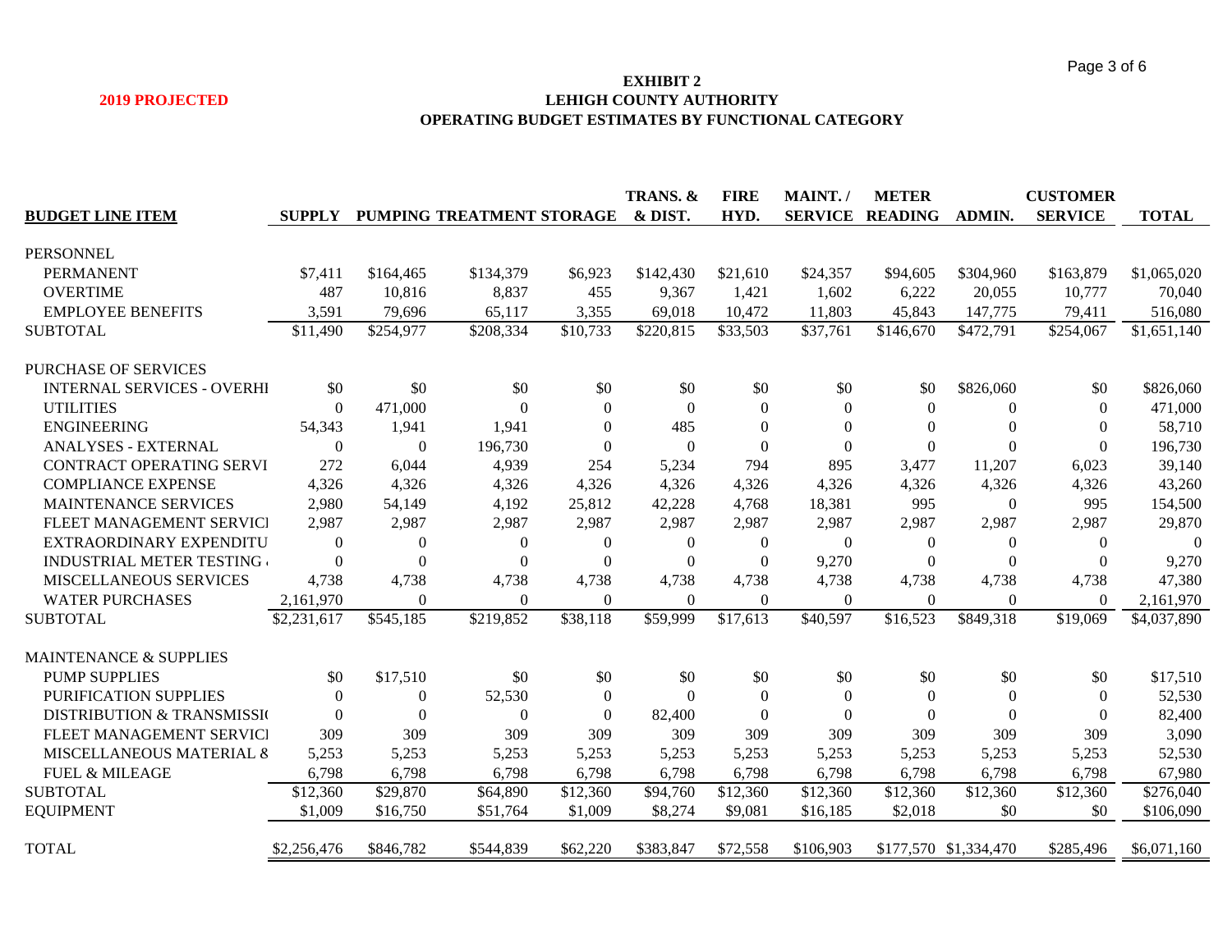**2019 PROJECTED**

# EXHIBIT 2
## LEHIGH COUNTY AUTHORITY
## OPERATING BUDGET ESTIMATES BY FUNCTIONAL CATEGORY

| BUDGET LINE ITEM | SUPPLY | PUMPING | TREATMENT | STORAGE | TRANS. & & DIST. | FIRE HYD. | MAINT. / SERVICE | METER READING | ADMIN. | CUSTOMER SERVICE | TOTAL |
|---|---|---|---|---|---|---|---|---|---|---|---|
| PERSONNEL | | | | | | | | | | | |
| PERMANENT | $7,411 | $164,465 | $134,379 | $6,923 | $142,430 | $21,610 | $24,357 | $94,605 | $304,960 | $163,879 | $1,065,020 |
| OVERTIME | 487 | 10,816 | 8,837 | 455 | 9,367 | 1,421 | 1,602 | 6,222 | 20,055 | 10,777 | 70,040 |
| EMPLOYEE BENEFITS | 3,591 | 79,696 | 65,117 | 3,355 | 69,018 | 10,472 | 11,803 | 45,843 | 147,775 | 79,411 | 516,080 |
| SUBTOTAL | $11,490 | $254,977 | $208,334 | $10,733 | $220,815 | $33,503 | $37,761 | $146,670 | $472,791 | $254,067 | $1,651,140 |
| PURCHASE OF SERVICES | | | | | | | | | | | |
| INTERNAL SERVICES - OVERHI | $0 | $0 | $0 | $0 | $0 | $0 | $0 | $0 | $826,060 | $0 | $826,060 |
| UTILITIES | 0 | 471,000 | 0 | 0 | 0 | 0 | 0 | 0 | 0 | 0 | 471,000 |
| ENGINEERING | 54,343 | 1,941 | 1,941 | 0 | 485 | 0 | 0 | 0 | 0 | 0 | 58,710 |
| ANALYSES - EXTERNAL | 0 | 0 | 196,730 | 0 | 0 | 0 | 0 | 0 | 0 | 0 | 196,730 |
| CONTRACT OPERATING SERVI | 272 | 6,044 | 4,939 | 254 | 5,234 | 794 | 895 | 3,477 | 11,207 | 6,023 | 39,140 |
| COMPLIANCE EXPENSE | 4,326 | 4,326 | 4,326 | 4,326 | 4,326 | 4,326 | 4,326 | 4,326 | 4,326 | 4,326 | 43,260 |
| MAINTENANCE SERVICES | 2,980 | 54,149 | 4,192 | 25,812 | 42,228 | 4,768 | 18,381 | 995 | 0 | 995 | 154,500 |
| FLEET MANAGEMENT SERVICI | 2,987 | 2,987 | 2,987 | 2,987 | 2,987 | 2,987 | 2,987 | 2,987 | 2,987 | 2,987 | 29,870 |
| EXTRAORDINARY EXPENDITU | 0 | 0 | 0 | 0 | 0 | 0 | 0 | 0 | 0 | 0 | 0 |
| INDUSTRIAL METER TESTING | 0 | 0 | 0 | 0 | 0 | 0 | 9,270 | 0 | 0 | 0 | 9,270 |
| MISCELLANEOUS SERVICES | 4,738 | 4,738 | 4,738 | 4,738 | 4,738 | 4,738 | 4,738 | 4,738 | 4,738 | 4,738 | 47,380 |
| WATER PURCHASES | 2,161,970 | 0 | 0 | 0 | 0 | 0 | 0 | 0 | 0 | 0 | 2,161,970 |
| SUBTOTAL | $2,231,617 | $545,185 | $219,852 | $38,118 | $59,999 | $17,613 | $40,597 | $16,523 | $849,318 | $19,069 | $4,037,890 |
| MAINTENANCE & SUPPLIES | | | | | | | | | | | |
| PUMP SUPPLIES | $0 | $17,510 | $0 | $0 | $0 | $0 | $0 | $0 | $0 | $0 | $17,510 |
| PURIFICATION SUPPLIES | 0 | 0 | 52,530 | 0 | 0 | 0 | 0 | 0 | 0 | 0 | 52,530 |
| DISTRIBUTION & TRANSMISSI( | 0 | 0 | 0 | 0 | 82,400 | 0 | 0 | 0 | 0 | 0 | 82,400 |
| FLEET MANAGEMENT SERVICI | 309 | 309 | 309 | 309 | 309 | 309 | 309 | 309 | 309 | 309 | 3,090 |
| MISCELLANEOUS MATERIAL & | 5,253 | 5,253 | 5,253 | 5,253 | 5,253 | 5,253 | 5,253 | 5,253 | 5,253 | 5,253 | 52,530 |
| FUEL & MILEAGE | 6,798 | 6,798 | 6,798 | 6,798 | 6,798 | 6,798 | 6,798 | 6,798 | 6,798 | 6,798 | 67,980 |
| SUBTOTAL | $12,360 | $29,870 | $64,890 | $12,360 | $94,760 | $12,360 | $12,360 | $12,360 | $12,360 | $12,360 | $276,040 |
| EQUIPMENT | $1,009 | $16,750 | $51,764 | $1,009 | $8,274 | $9,081 | $16,185 | $2,018 | $0 | $0 | $106,090 |
| TOTAL | $2,256,476 | $846,782 | $544,839 | $62,220 | $383,847 | $72,558 | $106,903 | $177,570 | $1,334,470 | $285,496 | $6,071,160 |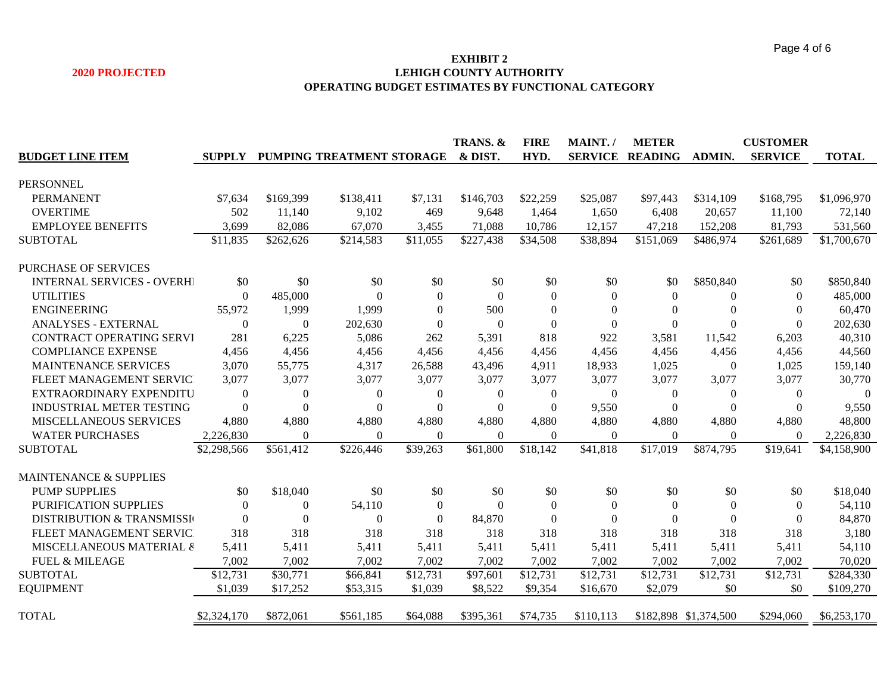**2020 PROJECTED**

# EXHIBIT 2
## LEHIGH COUNTY AUTHORITY
### OPERATING BUDGET ESTIMATES BY FUNCTIONAL CATEGORY

| BUDGET LINE ITEM | SUPPLY | PUMPING | TREATMENT | STORAGE | TRANS. & & DIST. | FIRE HYD. | MAINT. / SERVICE | METER READING | ADMIN. | CUSTOMER SERVICE | TOTAL |
|---|---|---|---|---|---|---|---|---|---|---|---|
| PERSONNEL | | | | | | | | | | | |
| PERMANENT | $7,634 | $169,399 | $138,411 | $7,131 | $146,703 | $22,259 | $25,087 | $97,443 | $314,109 | $168,795 | $1,096,970 |
| OVERTIME | 502 | 11,140 | 9,102 | 469 | 9,648 | 1,464 | 1,650 | 6,408 | 20,657 | 11,100 | 72,140 |
| EMPLOYEE BENEFITS | 3,699 | 82,086 | 67,070 | 3,455 | 71,088 | 10,786 | 12,157 | 47,218 | 152,208 | 81,793 | 531,560 |
| SUBTOTAL | $11,835 | $262,626 | $214,583 | $11,055 | $227,438 | $34,508 | $38,894 | $151,069 | $486,974 | $261,689 | $1,700,670 |
| PURCHASE OF SERVICES | | | | | | | | | | | |
| INTERNAL SERVICES - OVERHI | $0 | $0 | $0 | $0 | $0 | $0 | $0 | $0 | $850,840 | $0 | $850,840 |
| UTILITIES | 0 | 485,000 | 0 | 0 | 0 | 0 | 0 | 0 | 0 | 0 | 485,000 |
| ENGINEERING | 55,972 | 1,999 | 1,999 | 0 | 500 | 0 | 0 | 0 | 0 | 0 | 60,470 |
| ANALYSES - EXTERNAL | 0 | 0 | 202,630 | 0 | 0 | 0 | 0 | 0 | 0 | 0 | 202,630 |
| CONTRACT OPERATING SERVI | 281 | 6,225 | 5,086 | 262 | 5,391 | 818 | 922 | 3,581 | 11,542 | 6,203 | 40,310 |
| COMPLIANCE EXPENSE | 4,456 | 4,456 | 4,456 | 4,456 | 4,456 | 4,456 | 4,456 | 4,456 | 4,456 | 4,456 | 44,560 |
| MAINTENANCE SERVICES | 3,070 | 55,775 | 4,317 | 26,588 | 43,496 | 4,911 | 18,933 | 1,025 | 0 | 1,025 | 159,140 |
| FLEET MANAGEMENT SERVIC | 3,077 | 3,077 | 3,077 | 3,077 | 3,077 | 3,077 | 3,077 | 3,077 | 3,077 | 3,077 | 30,770 |
| EXTRAORDINARY EXPENDITU | 0 | 0 | 0 | 0 | 0 | 0 | 0 | 0 | 0 | 0 | 0 |
| INDUSTRIAL METER TESTING | 0 | 0 | 0 | 0 | 0 | 0 | 9,550 | 0 | 0 | 0 | 9,550 |
| MISCELLANEOUS SERVICES | 4,880 | 4,880 | 4,880 | 4,880 | 4,880 | 4,880 | 4,880 | 4,880 | 4,880 | 4,880 | 48,800 |
| WATER PURCHASES | 2,226,830 | 0 | 0 | 0 | 0 | 0 | 0 | 0 | 0 | 0 | 2,226,830 |
| SUBTOTAL | $2,298,566 | $561,412 | $226,446 | $39,263 | $61,800 | $18,142 | $41,818 | $17,019 | $874,795 | $19,641 | $4,158,900 |
| MAINTENANCE & SUPPLIES | | | | | | | | | | | |
| PUMP SUPPLIES | $0 | $18,040 | $0 | $0 | $0 | $0 | $0 | $0 | $0 | $0 | $18,040 |
| PURIFICATION SUPPLIES | 0 | 0 | 54,110 | 0 | 0 | 0 | 0 | 0 | 0 | 0 | 54,110 |
| DISTRIBUTION & TRANSMISSI | 0 | 0 | 0 | 0 | 84,870 | 0 | 0 | 0 | 0 | 0 | 84,870 |
| FLEET MANAGEMENT SERVIC | 318 | 318 | 318 | 318 | 318 | 318 | 318 | 318 | 318 | 318 | 3,180 |
| MISCELLANEOUS MATERIAL & | 5,411 | 5,411 | 5,411 | 5,411 | 5,411 | 5,411 | 5,411 | 5,411 | 5,411 | 5,411 | 54,110 |
| FUEL & MILEAGE | 7,002 | 7,002 | 7,002 | 7,002 | 7,002 | 7,002 | 7,002 | 7,002 | 7,002 | 7,002 | 70,020 |
| SUBTOTAL | $12,731 | $30,771 | $66,841 | $12,731 | $97,601 | $12,731 | $12,731 | $12,731 | $12,731 | $12,731 | $284,330 |
| EQUIPMENT | $1,039 | $17,252 | $53,315 | $1,039 | $8,522 | $9,354 | $16,670 | $2,079 | $0 | $0 | $109,270 |
| TOTAL | $2,324,170 | $872,061 | $561,185 | $64,088 | $395,361 | $74,735 | $110,113 | $182,898 | $1,374,500 | $294,060 | $6,253,170 |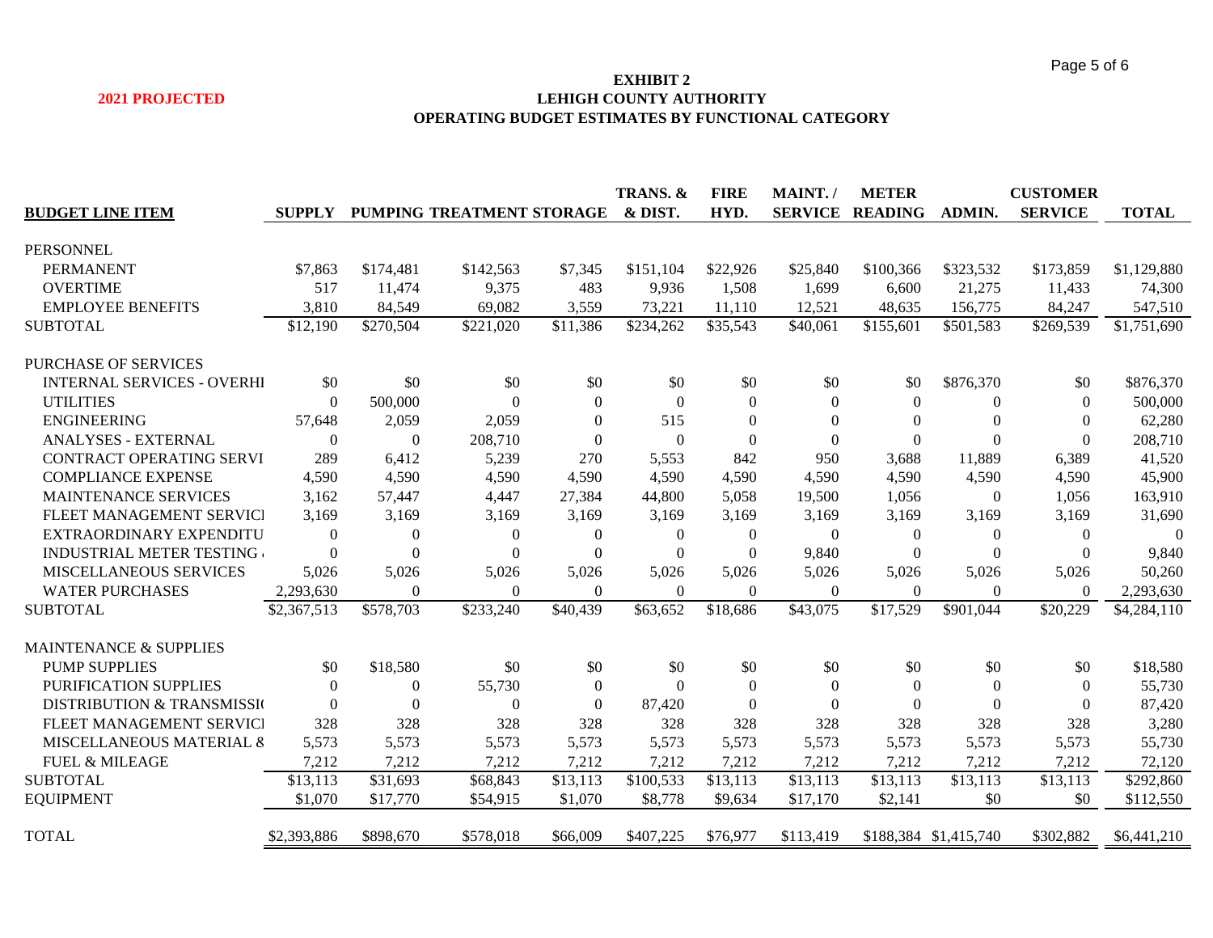**2021 PROJECTED**

# EXHIBIT 2
## LEHIGH COUNTY AUTHORITY
## OPERATING BUDGET ESTIMATES BY FUNCTIONAL CATEGORY

| BUDGET LINE ITEM | SUPPLY | PUMPING | TREATMENT | STORAGE | TRANS. & & DIST. | FIRE HYD. | MAINT. / SERVICE | METER READING | ADMIN. | CUSTOMER SERVICE | TOTAL |
|---|---|---|---|---|---|---|---|---|---|---|---|
| PERSONNEL | | | | | | | | | | | |
| PERMANENT | $7,863 | $174,481 | $142,563 | $7,345 | $151,104 | $22,926 | $25,840 | $100,366 | $323,532 | $173,859 | $1,129,880 |
| OVERTIME | 517 | 11,474 | 9,375 | 483 | 9,936 | 1,508 | 1,699 | 6,600 | 21,275 | 11,433 | 74,300 |
| EMPLOYEE BENEFITS | 3,810 | 84,549 | 69,082 | 3,559 | 73,221 | 11,110 | 12,521 | 48,635 | 156,775 | 84,247 | 547,510 |
| SUBTOTAL | $12,190 | $270,504 | $221,020 | $11,386 | $234,262 | $35,543 | $40,061 | $155,601 | $501,583 | $269,539 | $1,751,690 |
| PURCHASE OF SERVICES | | | | | | | | | | | |
| INTERNAL SERVICES - OVERHI | $0 | $0 | $0 | $0 | $0 | $0 | $0 | $0 | $876,370 | $0 | $876,370 |
| UTILITIES | 0 | 500,000 | 0 | 0 | 0 | 0 | 0 | 0 | 0 | 0 | 500,000 |
| ENGINEERING | 57,648 | 2,059 | 2,059 | 0 | 515 | 0 | 0 | 0 | 0 | 0 | 62,280 |
| ANALYSES - EXTERNAL | 0 | 0 | 208,710 | 0 | 0 | 0 | 0 | 0 | 0 | 0 | 208,710 |
| CONTRACT OPERATING SERVI | 289 | 6,412 | 5,239 | 270 | 5,553 | 842 | 950 | 3,688 | 11,889 | 6,389 | 41,520 |
| COMPLIANCE EXPENSE | 4,590 | 4,590 | 4,590 | 4,590 | 4,590 | 4,590 | 4,590 | 4,590 | 4,590 | 4,590 | 45,900 |
| MAINTENANCE SERVICES | 3,162 | 57,447 | 4,447 | 27,384 | 44,800 | 5,058 | 19,500 | 1,056 | 0 | 1,056 | 163,910 |
| FLEET MANAGEMENT SERVICI | 3,169 | 3,169 | 3,169 | 3,169 | 3,169 | 3,169 | 3,169 | 3,169 | 3,169 | 3,169 | 31,690 |
| EXTRAORDINARY EXPENDITU | 0 | 0 | 0 | 0 | 0 | 0 | 0 | 0 | 0 | 0 | 0 |
| INDUSTRIAL METER TESTING | 0 | 0 | 0 | 0 | 0 | 0 | 9,840 | 0 | 0 | 0 | 9,840 |
| MISCELLANEOUS SERVICES | 5,026 | 5,026 | 5,026 | 5,026 | 5,026 | 5,026 | 5,026 | 5,026 | 5,026 | 5,026 | 50,260 |
| WATER PURCHASES | 2,293,630 | 0 | 0 | 0 | 0 | 0 | 0 | 0 | 0 | 0 | 2,293,630 |
| SUBTOTAL | $2,367,513 | $578,703 | $233,240 | $40,439 | $63,652 | $18,686 | $43,075 | $17,529 | $901,044 | $20,229 | $4,284,110 |
| MAINTENANCE & SUPPLIES | | | | | | | | | | | |
| PUMP SUPPLIES | $0 | $18,580 | $0 | $0 | $0 | $0 | $0 | $0 | $0 | $0 | $18,580 |
| PURIFICATION SUPPLIES | 0 | 0 | 55,730 | 0 | 0 | 0 | 0 | 0 | 0 | 0 | 55,730 |
| DISTRIBUTION & TRANSMISSI( | 0 | 0 | 0 | 0 | 87,420 | 0 | 0 | 0 | 0 | 0 | 87,420 |
| FLEET MANAGEMENT SERVICI | 328 | 328 | 328 | 328 | 328 | 328 | 328 | 328 | 328 | 328 | 3,280 |
| MISCELLANEOUS MATERIAL & | 5,573 | 5,573 | 5,573 | 5,573 | 5,573 | 5,573 | 5,573 | 5,573 | 5,573 | 5,573 | 55,730 |
| FUEL & MILEAGE | 7,212 | 7,212 | 7,212 | 7,212 | 7,212 | 7,212 | 7,212 | 7,212 | 7,212 | 7,212 | 72,120 |
| SUBTOTAL | $13,113 | $31,693 | $68,843 | $13,113 | $100,533 | $13,113 | $13,113 | $13,113 | $13,113 | $13,113 | $292,860 |
| EQUIPMENT | $1,070 | $17,770 | $54,915 | $1,070 | $8,778 | $9,634 | $17,170 | $2,141 | $0 | $0 | $112,550 |
| TOTAL | $2,393,886 | $898,670 | $578,018 | $66,009 | $407,225 | $76,977 | $113,419 | $188,384 | $1,415,740 | $302,882 | $6,441,210 |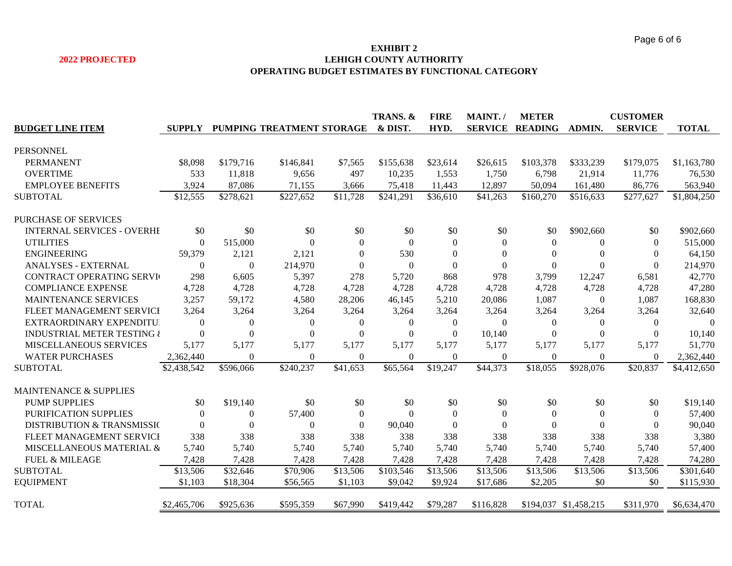**2022 PROJECTED**

# EXHIBIT 2
## LEHIGH COUNTY AUTHORITY
## OPERATING BUDGET ESTIMATES BY FUNCTIONAL CATEGORY

| BUDGET LINE ITEM | SUPPLY | PUMPING | TREATMENT | STORAGE | TRANS. & & DIST. | FIRE HYD. | MAINT. / SERVICE | METER READING | ADMIN. | CUSTOMER SERVICE | TOTAL |
|---|---|---|---|---|---|---|---|---|---|---|---|
| PERSONNEL | | | | | | | | | | | |
| PERMANENT | $8,098 | $179,716 | $146,841 | $7,565 | $155,638 | $23,614 | $26,615 | $103,378 | $333,239 | $179,075 | $1,163,780 |
| OVERTIME | 533 | 11,818 | 9,656 | 497 | 10,235 | 1,553 | 1,750 | 6,798 | 21,914 | 11,776 | 76,530 |
| EMPLOYEE BENEFITS | 3,924 | 87,086 | 71,155 | 3,666 | 75,418 | 11,443 | 12,897 | 50,094 | 161,480 | 86,776 | 563,940 |
| SUBTOTAL | $12,555 | $278,621 | $227,652 | $11,728 | $241,291 | $36,610 | $41,263 | $160,270 | $516,633 | $277,627 | $1,804,250 |
| PURCHASE OF SERVICES | | | | | | | | | | | |
| INTERNAL SERVICES - OVERHE | $0 | $0 | $0 | $0 | $0 | $0 | $0 | $0 | $902,660 | $0 | $902,660 |
| UTILITIES | 0 | 515,000 | 0 | 0 | 0 | 0 | 0 | 0 | 0 | 0 | 515,000 |
| ENGINEERING | 59,379 | 2,121 | 2,121 | 0 | 530 | 0 | 0 | 0 | 0 | 0 | 64,150 |
| ANALYSES - EXTERNAL | 0 | 0 | 214,970 | 0 | 0 | 0 | 0 | 0 | 0 | 0 | 214,970 |
| CONTRACT OPERATING SERVI | 298 | 6,605 | 5,397 | 278 | 5,720 | 868 | 978 | 3,799 | 12,247 | 6,581 | 42,770 |
| COMPLIANCE EXPENSE | 4,728 | 4,728 | 4,728 | 4,728 | 4,728 | 4,728 | 4,728 | 4,728 | 4,728 | 4,728 | 47,280 |
| MAINTENANCE SERVICES | 3,257 | 59,172 | 4,580 | 28,206 | 46,145 | 5,210 | 20,086 | 1,087 | 0 | 1,087 | 168,830 |
| FLEET MANAGEMENT SERVICE | 3,264 | 3,264 | 3,264 | 3,264 | 3,264 | 3,264 | 3,264 | 3,264 | 3,264 | 3,264 | 32,640 |
| EXTRAORDINARY EXPENDITU | 0 | 0 | 0 | 0 | 0 | 0 | 0 | 0 | 0 | 0 | 0 |
| INDUSTRIAL METER TESTING & | 0 | 0 | 0 | 0 | 0 | 0 | 10,140 | 0 | 0 | 0 | 10,140 |
| MISCELLANEOUS SERVICES | 5,177 | 5,177 | 5,177 | 5,177 | 5,177 | 5,177 | 5,177 | 5,177 | 5,177 | 5,177 | 51,770 |
| WATER PURCHASES | 2,362,440 | 0 | 0 | 0 | 0 | 0 | 0 | 0 | 0 | 0 | 2,362,440 |
| SUBTOTAL | $2,438,542 | $596,066 | $240,237 | $41,653 | $65,564 | $19,247 | $44,373 | $18,055 | $928,076 | $20,837 | $4,412,650 |
| MAINTENANCE & SUPPLIES | | | | | | | | | | | |
| PUMP SUPPLIES | $0 | $19,140 | $0 | $0 | $0 | $0 | $0 | $0 | $0 | $0 | $19,140 |
| PURIFICATION SUPPLIES | 0 | 0 | 57,400 | 0 | 0 | 0 | 0 | 0 | 0 | 0 | 57,400 |
| DISTRIBUTION & TRANSMISSIO | 0 | 0 | 0 | 0 | 90,040 | 0 | 0 | 0 | 0 | 0 | 90,040 |
| FLEET MANAGEMENT SERVICE | 338 | 338 | 338 | 338 | 338 | 338 | 338 | 338 | 338 | 338 | 3,380 |
| MISCELLANEOUS MATERIAL & | 5,740 | 5,740 | 5,740 | 5,740 | 5,740 | 5,740 | 5,740 | 5,740 | 5,740 | 5,740 | 57,400 |
| FUEL & MILEAGE | 7,428 | 7,428 | 7,428 | 7,428 | 7,428 | 7,428 | 7,428 | 7,428 | 7,428 | 7,428 | 74,280 |
| SUBTOTAL | $13,506 | $32,646 | $70,906 | $13,506 | $103,546 | $13,506 | $13,506 | $13,506 | $13,506 | $13,506 | $301,640 |
| EQUIPMENT | $1,103 | $18,304 | $56,565 | $1,103 | $9,042 | $9,924 | $17,686 | $2,205 | $0 | $0 | $115,930 |
| TOTAL | $2,465,706 | $925,636 | $595,359 | $67,990 | $419,442 | $79,287 | $116,828 | $194,037 | $1,458,215 | $311,970 | $6,634,470 |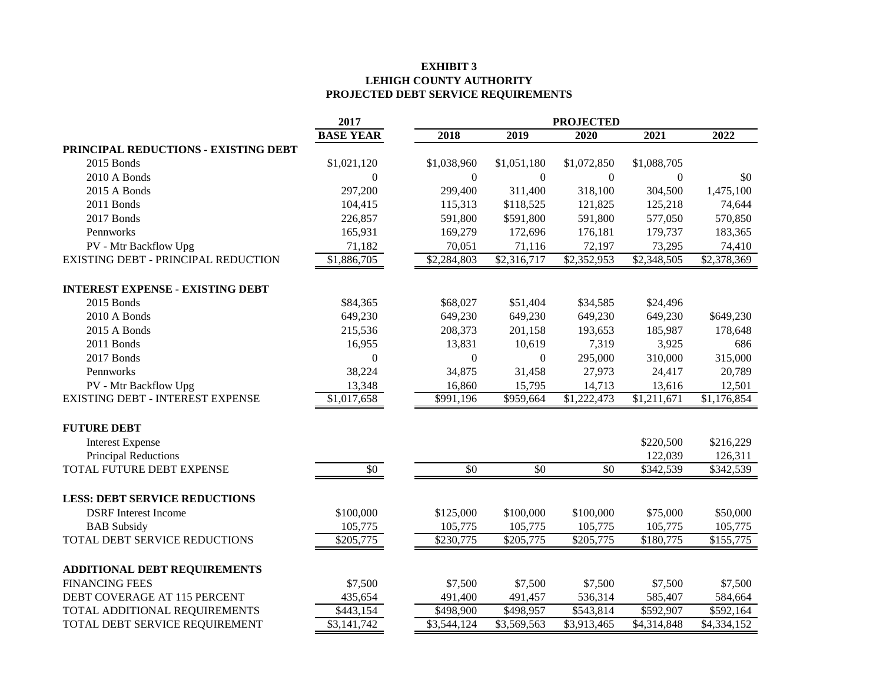**EXHIBIT 3**
**LEHIGH COUNTY AUTHORITY**
**PROJECTED DEBT SERVICE REQUIREMENTS**

| | 2017 | PROJECTED | | | | |
|---|---|---|---|---|---|---|
| | BASE YEAR | 2018 | 2019 | 2020 | 2021 | 2022 |
| **PRINCIPAL REDUCTIONS - EXISTING DEBT** | | | | | | |
| 2015 Bonds | $1,021,120 | $1,038,960 | $1,051,180 | $1,072,850 | $1,088,705 | |
| 2010 A Bonds | 0 | 0 | 0 | 0 | 0 | $0 |
| 2015 A Bonds | 297,200 | 299,400 | 311,400 | 318,100 | 304,500 | 1,475,100 |
| 2011 Bonds | 104,415 | 115,313 | $118,525 | 121,825 | 125,218 | 74,644 |
| 2017 Bonds | 226,857 | 591,800 | $591,800 | 591,800 | 577,050 | 570,850 |
| Pennworks | 165,931 | 169,279 | 172,696 | 176,181 | 179,737 | 183,365 |
| PV - Mtr Backflow Upg | 71,182 | 70,051 | 71,116 | 72,197 | 73,295 | 74,410 |
| EXISTING DEBT - PRINCIPAL REDUCTION | $1,886,705 | $2,284,803 | $2,316,717 | $2,352,953 | $2,348,505 | $2,378,369 |
| **INTEREST EXPENSE - EXISTING DEBT** | | | | | | |
| 2015 Bonds | $84,365 | $68,027 | $51,404 | $34,585 | $24,496 | |
| 2010 A Bonds | 649,230 | 649,230 | 649,230 | 649,230 | 649,230 | $649,230 |
| 2015 A Bonds | 215,536 | 208,373 | 201,158 | 193,653 | 185,987 | 178,648 |
| 2011 Bonds | 16,955 | 13,831 | 10,619 | 7,319 | 3,925 | 686 |
| 2017 Bonds | 0 | 0 | 0 | 295,000 | 310,000 | 315,000 |
| Pennworks | 38,224 | 34,875 | 31,458 | 27,973 | 24,417 | 20,789 |
| PV - Mtr Backflow Upg | 13,348 | 16,860 | 15,795 | 14,713 | 13,616 | 12,501 |
| EXISTING DEBT - INTEREST EXPENSE | $1,017,658 | $991,196 | $959,664 | $1,222,473 | $1,211,671 | $1,176,854 |
| **FUTURE DEBT** | | | | | | |
| Interest Expense | | | | | $220,500 | $216,229 |
| Principal Reductions | | | | | 122,039 | 126,311 |
| TOTAL FUTURE DEBT EXPENSE | $0 | $0 | $0 | $0 | $342,539 | $342,539 |
| **LESS: DEBT SERVICE REDUCTIONS** | | | | | | |
| DSRF Interest Income | $100,000 | $125,000 | $100,000 | $100,000 | $75,000 | $50,000 |
| BAB Subsidy | 105,775 | 105,775 | 105,775 | 105,775 | 105,775 | 105,775 |
| TOTAL DEBT SERVICE REDUCTIONS | $205,775 | $230,775 | $205,775 | $205,775 | $180,775 | $155,775 |
| **ADDITIONAL DEBT REQUIREMENTS** | | | | | | |
| FINANCING FEES | $7,500 | $7,500 | $7,500 | $7,500 | $7,500 | $7,500 |
| DEBT COVERAGE AT 115 PERCENT | 435,654 | 491,400 | 491,457 | 536,314 | 585,407 | 584,664 |
| TOTAL ADDITIONAL REQUIREMENTS | $443,154 | $498,900 | $498,957 | $543,814 | $592,907 | $592,164 |
| TOTAL DEBT SERVICE REQUIREMENT | $3,141,742 | $3,544,124 | $3,569,563 | $3,913,465 | $4,314,848 | $4,334,152 |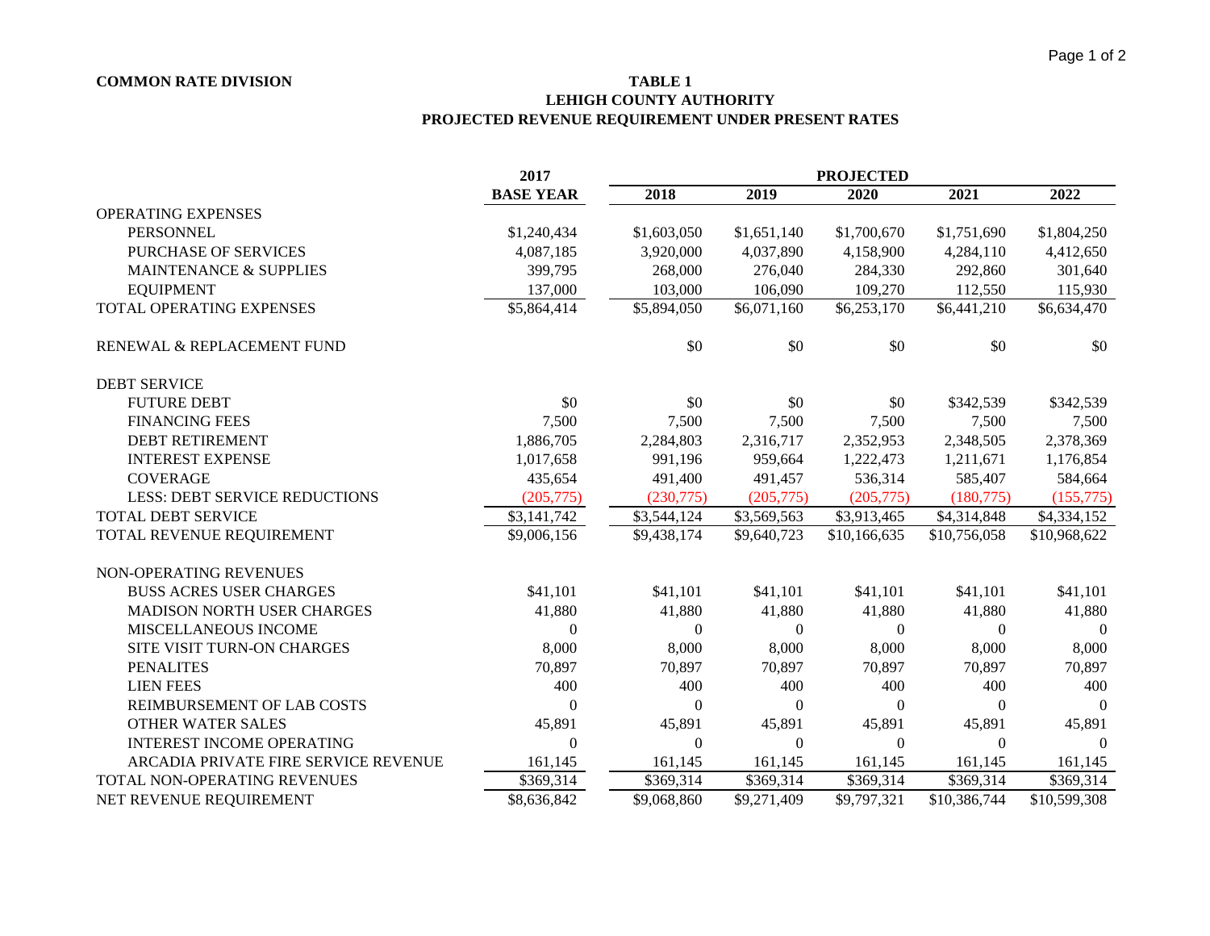**COMMON RATE DIVISION**

**TABLE 1**
**LEHIGH COUNTY AUTHORITY**
**PROJECTED REVENUE REQUIREMENT UNDER PRESENT RATES**

| | 2017 | PROJECTED | | | | |
|---|---|---|---|---|---|---|
| | BASE YEAR | 2018 | 2019 | 2020 | 2021 | 2022 |
| OPERATING EXPENSES | | | | | | |
| PERSONNEL | $1,240,434 | $1,603,050 | $1,651,140 | $1,700,670 | $1,751,690 | $1,804,250 |
| PURCHASE OF SERVICES | 4,087,185 | 3,920,000 | 4,037,890 | 4,158,900 | 4,284,110 | 4,412,650 |
| MAINTENANCE & SUPPLIES | 399,795 | 268,000 | 276,040 | 284,330 | 292,860 | 301,640 |
| EQUIPMENT | 137,000 | 103,000 | 106,090 | 109,270 | 112,550 | 115,930 |
| TOTAL OPERATING EXPENSES | $5,864,414 | $5,894,050 | $6,071,160 | $6,253,170 | $6,441,210 | $6,634,470 |
| RENEWAL & REPLACEMENT FUND | | $0 | $0 | $0 | $0 | $0 |
| DEBT SERVICE | | | | | | |
| FUTURE DEBT | $0 | $0 | $0 | $0 | $342,539 | $342,539 |
| FINANCING FEES | 7,500 | 7,500 | 7,500 | 7,500 | 7,500 | 7,500 |
| DEBT RETIREMENT | 1,886,705 | 2,284,803 | 2,316,717 | 2,352,953 | 2,348,505 | 2,378,369 |
| INTEREST EXPENSE | 1,017,658 | 991,196 | 959,664 | 1,222,473 | 1,211,671 | 1,176,854 |
| COVERAGE | 435,654 | 491,400 | 491,457 | 536,314 | 585,407 | 584,664 |
| LESS: DEBT SERVICE REDUCTIONS | (205,775) | (230,775) | (205,775) | (205,775) | (180,775) | (155,775) |
| TOTAL DEBT SERVICE | $3,141,742 | $3,544,124 | $3,569,563 | $3,913,465 | $4,314,848 | $4,334,152 |
| TOTAL REVENUE REQUIREMENT | $9,006,156 | $9,438,174 | $9,640,723 | $10,166,635 | $10,756,058 | $10,968,622 |
| NON-OPERATING REVENUES | | | | | | |
| BUSS ACRES USER CHARGES | $41,101 | $41,101 | $41,101 | $41,101 | $41,101 | $41,101 |
| MADISON NORTH USER CHARGES | 41,880 | 41,880 | 41,880 | 41,880 | 41,880 | 41,880 |
| MISCELLANEOUS INCOME | 0 | 0 | 0 | 0 | 0 | 0 |
| SITE VISIT TURN-ON CHARGES | 8,000 | 8,000 | 8,000 | 8,000 | 8,000 | 8,000 |
| PENALITES | 70,897 | 70,897 | 70,897 | 70,897 | 70,897 | 70,897 |
| LIEN FEES | 400 | 400 | 400 | 400 | 400 | 400 |
| REIMBURSEMENT OF LAB COSTS | 0 | 0 | 0 | 0 | 0 | 0 |
| OTHER WATER SALES | 45,891 | 45,891 | 45,891 | 45,891 | 45,891 | 45,891 |
| INTEREST INCOME OPERATING | 0 | 0 | 0 | 0 | 0 | 0 |
| ARCADIA PRIVATE FIRE SERVICE REVENUE | 161,145 | 161,145 | 161,145 | 161,145 | 161,145 | 161,145 |
| TOTAL NON-OPERATING REVENUES | $369,314 | $369,314 | $369,314 | $369,314 | $369,314 | $369,314 |
| NET REVENUE REQUIREMENT | $8,636,842 | $9,068,860 | $9,271,409 | $9,797,321 | $10,386,744 | $10,599,308 |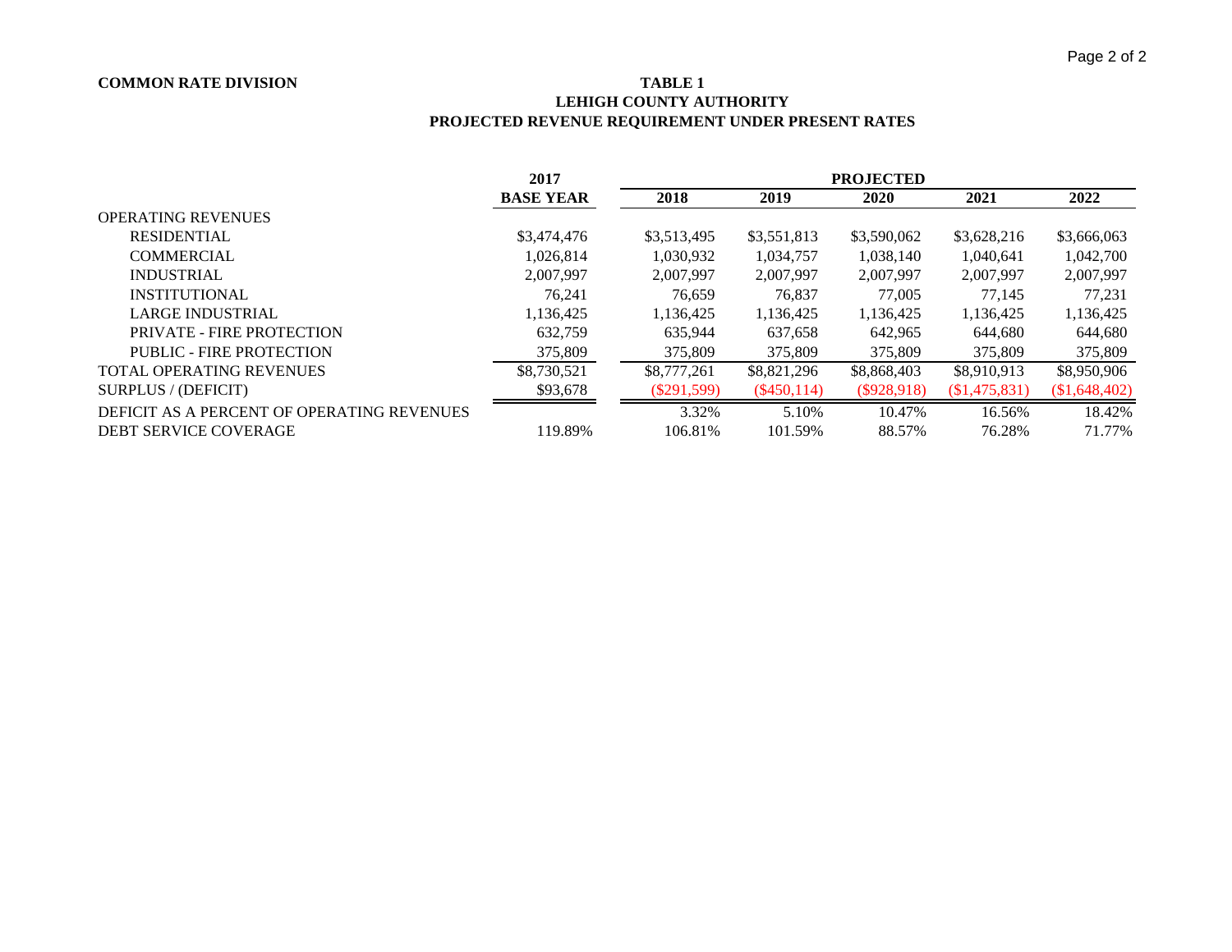**COMMON RATE DIVISION**

**TABLE 1**
**LEHIGH COUNTY AUTHORITY**
**PROJECTED REVENUE REQUIREMENT UNDER PRESENT RATES**

| | 2017 | PROJECTED | | | | |
|---|---|---|---|---|---|---|
| | **BASE YEAR** | **2018** | **2019** | **2020** | **2021** | **2022** |
| OPERATING REVENUES | | | | | | |
| RESIDENTIAL | $3,474,476 | $3,513,495 | $3,551,813 | $3,590,062 | $3,628,216 | $3,666,063 |
| COMMERCIAL | 1,026,814 | 1,030,932 | 1,034,757 | 1,038,140 | 1,040,641 | 1,042,700 |
| INDUSTRIAL | 2,007,997 | 2,007,997 | 2,007,997 | 2,007,997 | 2,007,997 | 2,007,997 |
| INSTITUTIONAL | 76,241 | 76,659 | 76,837 | 77,005 | 77,145 | 77,231 |
| LARGE INDUSTRIAL | 1,136,425 | 1,136,425 | 1,136,425 | 1,136,425 | 1,136,425 | 1,136,425 |
| PRIVATE - FIRE PROTECTION | 632,759 | 635,944 | 637,658 | 642,965 | 644,680 | 644,680 |
| PUBLIC - FIRE PROTECTION | 375,809 | 375,809 | 375,809 | 375,809 | 375,809 | 375,809 |
| TOTAL OPERATING REVENUES | $8,730,521 | $8,777,261 | $8,821,296 | $8,868,403 | $8,910,913 | $8,950,906 |
| SURPLUS / (DEFICIT) | $93,678 | ($291,599) | ($450,114) | ($928,918) | ($1,475,831) | ($1,648,402) |
| DEFICIT AS A PERCENT OF OPERATING REVENUES | | 3.32% | 5.10% | 10.47% | 16.56% | 18.42% |
| DEBT SERVICE COVERAGE | 119.89% | 106.81% | 101.59% | 88.57% | 76.28% | 71.77% |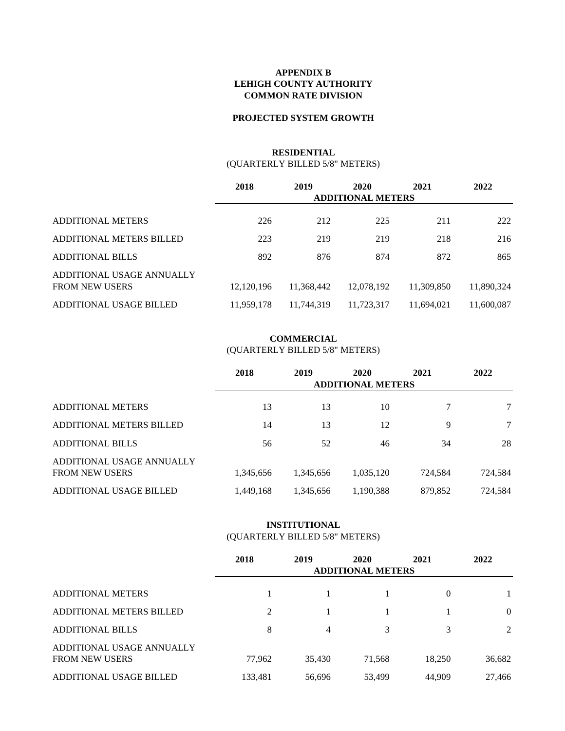**APPENDIX B**
**LEHIGH COUNTY AUTHORITY**
**COMMON RATE DIVISION**

**PROJECTED SYSTEM GROWTH**

**RESIDENTIAL**
(QUARTERLY BILLED 5/8" METERS)

| | 2018 | 2019 | 2020 | 2021 | 2022 |
|---|---|---|---|---|---|
| | | | ADDITIONAL METERS | | |
| ADDITIONAL METERS | 226 | 212 | 225 | 211 | 222 |
| ADDITIONAL METERS BILLED | 223 | 219 | 219 | 218 | 216 |
| ADDITIONAL BILLS | 892 | 876 | 874 | 872 | 865 |
| ADDITIONAL USAGE ANNUALLY FROM NEW USERS | 12,120,196 | 11,368,442 | 12,078,192 | 11,309,850 | 11,890,324 |
| ADDITIONAL USAGE BILLED | 11,959,178 | 11,744,319 | 11,723,317 | 11,694,021 | 11,600,087 |

**COMMERCIAL**
(QUARTERLY BILLED 5/8" METERS)

| | 2018 | 2019 | 2020 | 2021 | 2022 |
|---|---|---|---|---|---|
| | | | ADDITIONAL METERS | | |
| ADDITIONAL METERS | 13 | 13 | 10 | 7 | 7 |
| ADDITIONAL METERS BILLED | 14 | 13 | 12 | 9 | 7 |
| ADDITIONAL BILLS | 56 | 52 | 46 | 34 | 28 |
| ADDITIONAL USAGE ANNUALLY FROM NEW USERS | 1,345,656 | 1,345,656 | 1,035,120 | 724,584 | 724,584 |
| ADDITIONAL USAGE BILLED | 1,449,168 | 1,345,656 | 1,190,388 | 879,852 | 724,584 |

**INSTITUTIONAL**
(QUARTERLY BILLED 5/8" METERS)

| | 2018 | 2019 | 2020 | 2021 | 2022 |
|---|---|---|---|---|---|
| | | | ADDITIONAL METERS | | |
| ADDITIONAL METERS | 1 | 1 | 1 | 0 | 1 |
| ADDITIONAL METERS BILLED | 2 | 1 | 1 | 1 | 0 |
| ADDITIONAL BILLS | 8 | 4 | 3 | 3 | 2 |
| ADDITIONAL USAGE ANNUALLY FROM NEW USERS | 77,962 | 35,430 | 71,568 | 18,250 | 36,682 |
| ADDITIONAL USAGE BILLED | 133,481 | 56,696 | 53,499 | 44,909 | 27,466 |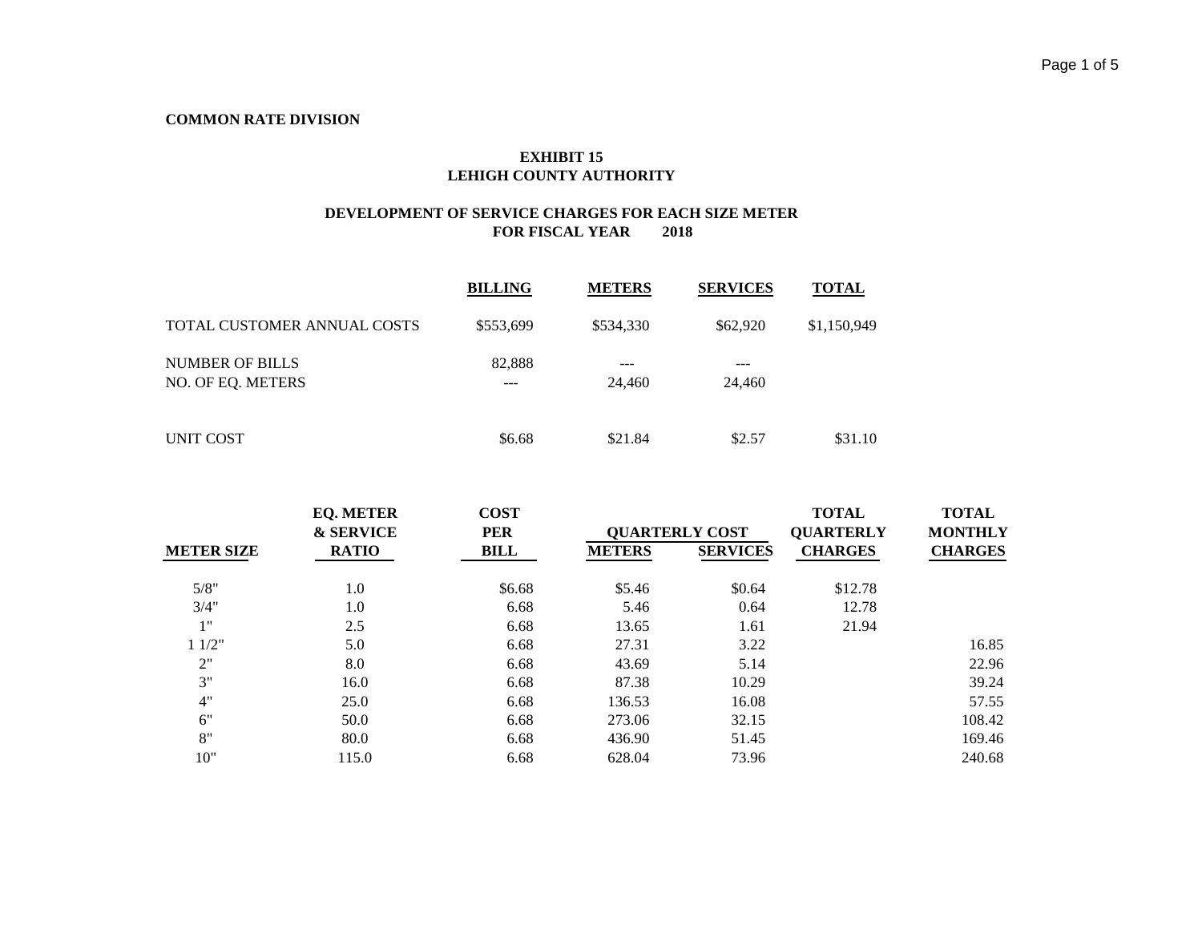**COMMON RATE DIVISION**

## EXHIBIT 15
## LEHIGH COUNTY AUTHORITY

### DEVELOPMENT OF SERVICE CHARGES FOR EACH SIZE METER
### FOR FISCAL YEAR 2018

| | BILLING | METERS | SERVICES | TOTAL |
|---|---|---|---|---|
| TOTAL CUSTOMER ANNUAL COSTS | $553,699 | $534,330 | $62,920 | $1,150,949 |
| NUMBER OF BILLS | 82,888 | --- | --- | |
| NO. OF EQ. METERS | --- | 24,460 | 24,460 | |
| UNIT COST | $6.68 | $21.84 | $2.57 | $31.10 |

| METER SIZE | EQ. METER & SERVICE RATIO | COST PER BILL | QUARTERLY COST | | TOTAL QUARTERLY CHARGES | TOTAL MONTHLY CHARGES |
|---|---|---|---|---|---|---|
| | | | METERS | SERVICES | | |
| 5/8" | 1.0 | $6.68 | $5.46 | $0.64 | $12.78 | |
| 3/4" | 1.0 | 6.68 | 5.46 | 0.64 | 12.78 | |
| 1" | 2.5 | 6.68 | 13.65 | 1.61 | 21.94 | |
| 1 1/2" | 5.0 | 6.68 | 27.31 | 3.22 | | 16.85 |
| 2" | 8.0 | 6.68 | 43.69 | 5.14 | | 22.96 |
| 3" | 16.0 | 6.68 | 87.38 | 10.29 | | 39.24 |
| 4" | 25.0 | 6.68 | 136.53 | 16.08 | | 57.55 |
| 6" | 50.0 | 6.68 | 273.06 | 32.15 | | 108.42 |
| 8" | 80.0 | 6.68 | 436.90 | 51.45 | | 169.46 |
| 10" | 115.0 | 6.68 | 628.04 | 73.96 | | 240.68 |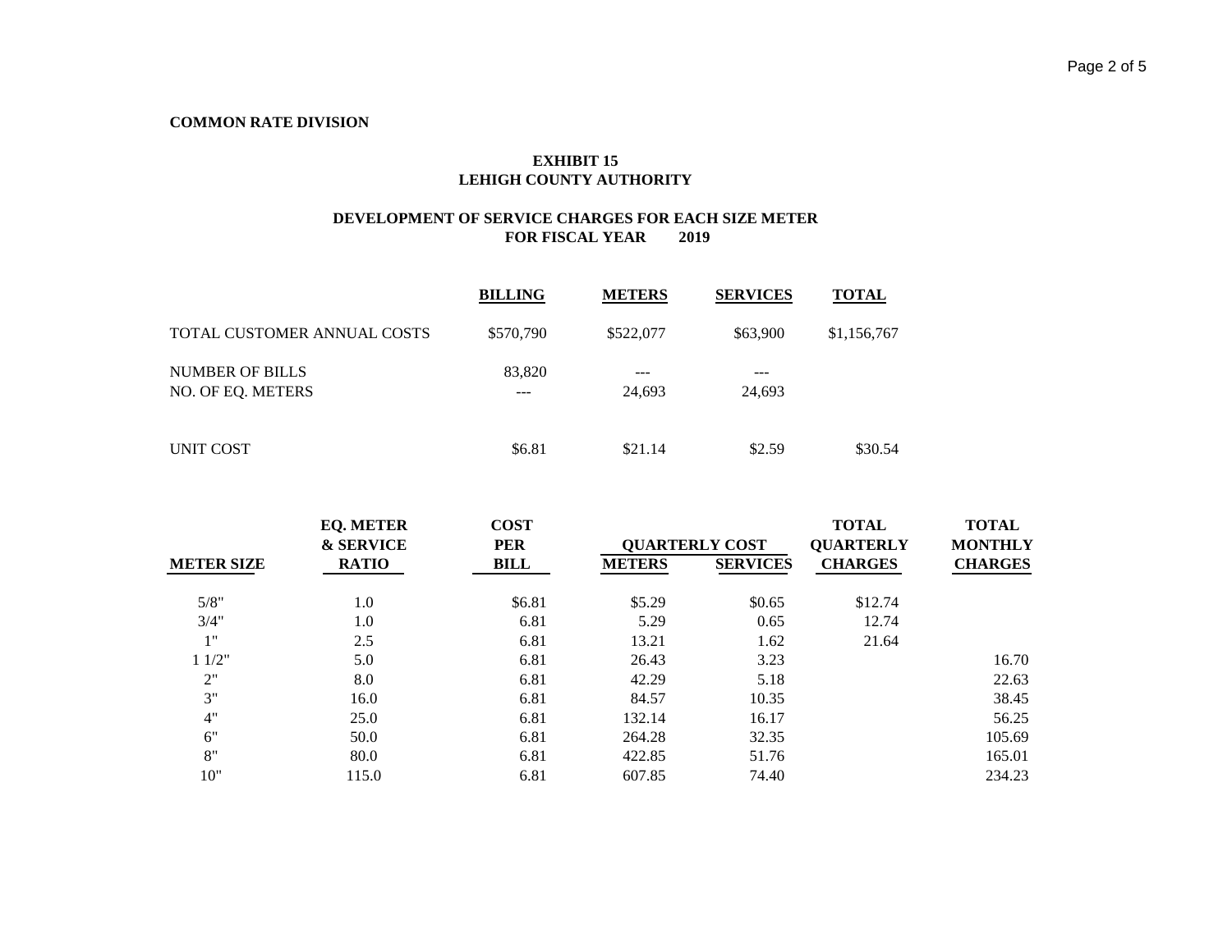**COMMON RATE DIVISION**

**EXHIBIT 15**
**LEHIGH COUNTY AUTHORITY**

**DEVELOPMENT OF SERVICE CHARGES FOR EACH SIZE METER**
**FOR FISCAL YEAR 2019**

| | BILLING | METERS | SERVICES | TOTAL |
|---|---|---|---|---|
| TOTAL CUSTOMER ANNUAL COSTS | $570,790 | $522,077 | $63,900 | $1,156,767 |
| NUMBER OF BILLS | 83,820 | --- | --- | |
| NO. OF EQ. METERS | --- | 24,693 | 24,693 | |
| UNIT COST | $6.81 | $21.14 | $2.59 | $30.54 |

| METER SIZE | EQ. METER & SERVICE RATIO | COST PER BILL | QUARTERLY COST | | TOTAL QUARTERLY CHARGES | TOTAL MONTHLY CHARGES |
|---|---|---|---|---|---|---|
| | | | METERS | SERVICES | | |
| 5/8" | 1.0 | $6.81 | $5.29 | $0.65 | $12.74 | |
| 3/4" | 1.0 | 6.81 | 5.29 | 0.65 | 12.74 | |
| 1" | 2.5 | 6.81 | 13.21 | 1.62 | 21.64 | |
| 1 1/2" | 5.0 | 6.81 | 26.43 | 3.23 | | 16.70 |
| 2" | 8.0 | 6.81 | 42.29 | 5.18 | | 22.63 |
| 3" | 16.0 | 6.81 | 84.57 | 10.35 | | 38.45 |
| 4" | 25.0 | 6.81 | 132.14 | 16.17 | | 56.25 |
| 6" | 50.0 | 6.81 | 264.28 | 32.35 | | 105.69 |
| 8" | 80.0 | 6.81 | 422.85 | 51.76 | | 165.01 |
| 10" | 115.0 | 6.81 | 607.85 | 74.40 | | 234.23 |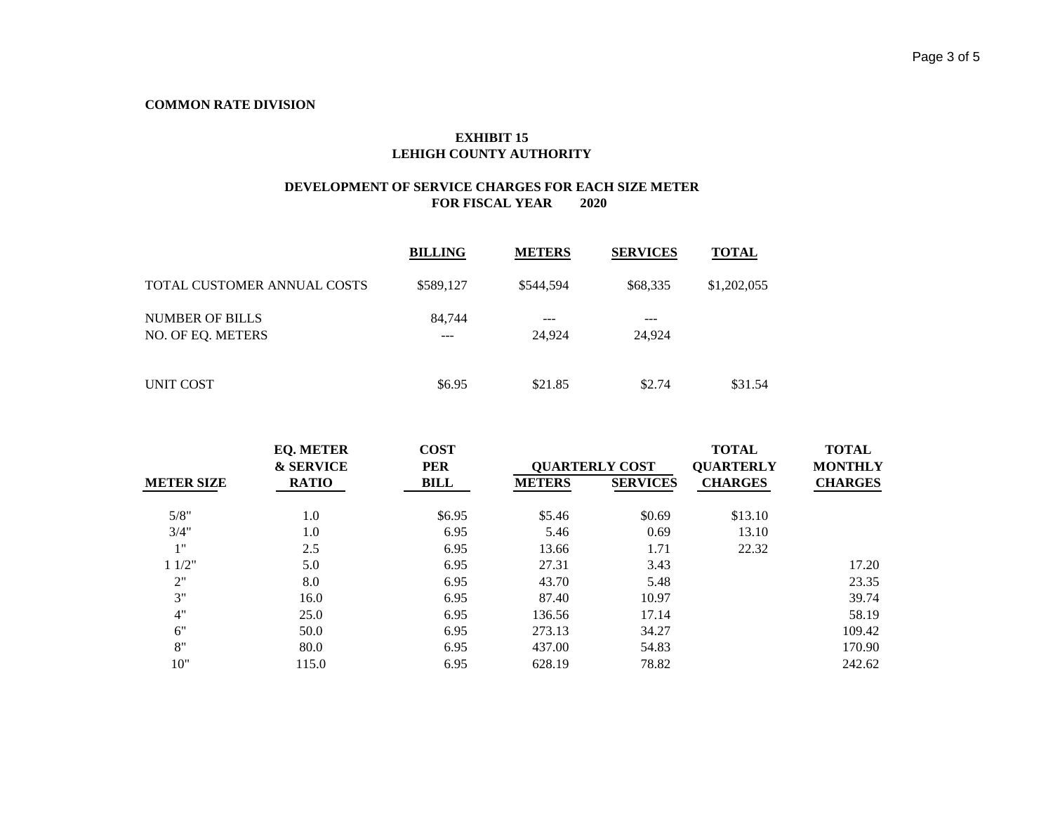**COMMON RATE DIVISION**

## EXHIBIT 15
## LEHIGH COUNTY AUTHORITY

### DEVELOPMENT OF SERVICE CHARGES FOR EACH SIZE METER
### FOR FISCAL YEAR 2020

| | BILLING | METERS | SERVICES | TOTAL |
|---|---|---|---|---|
| TOTAL CUSTOMER ANNUAL COSTS | $589,127 | $544,594 | $68,335 | $1,202,055 |
| NUMBER OF BILLS | 84,744 | --- | --- | |
| NO. OF EQ. METERS | --- | 24,924 | 24,924 | |
| UNIT COST | $6.95 | $21.85 | $2.74 | $31.54 |

| METER SIZE | EQ. METER & SERVICE RATIO | COST PER BILL | QUARTERLY COST | | TOTAL QUARTERLY CHARGES | TOTAL MONTHLY CHARGES |
|---|---|---|---|---|---|---|
| | | | METERS | SERVICES | | |
| 5/8" | 1.0 | $6.95 | $5.46 | $0.69 | $13.10 | |
| 3/4" | 1.0 | 6.95 | 5.46 | 0.69 | 13.10 | |
| 1" | 2.5 | 6.95 | 13.66 | 1.71 | 22.32 | |
| 1 1/2" | 5.0 | 6.95 | 27.31 | 3.43 | | 17.20 |
| 2" | 8.0 | 6.95 | 43.70 | 5.48 | | 23.35 |
| 3" | 16.0 | 6.95 | 87.40 | 10.97 | | 39.74 |
| 4" | 25.0 | 6.95 | 136.56 | 17.14 | | 58.19 |
| 6" | 50.0 | 6.95 | 273.13 | 34.27 | | 109.42 |
| 8" | 80.0 | 6.95 | 437.00 | 54.83 | | 170.90 |
| 10" | 115.0 | 6.95 | 628.19 | 78.82 | | 242.62 |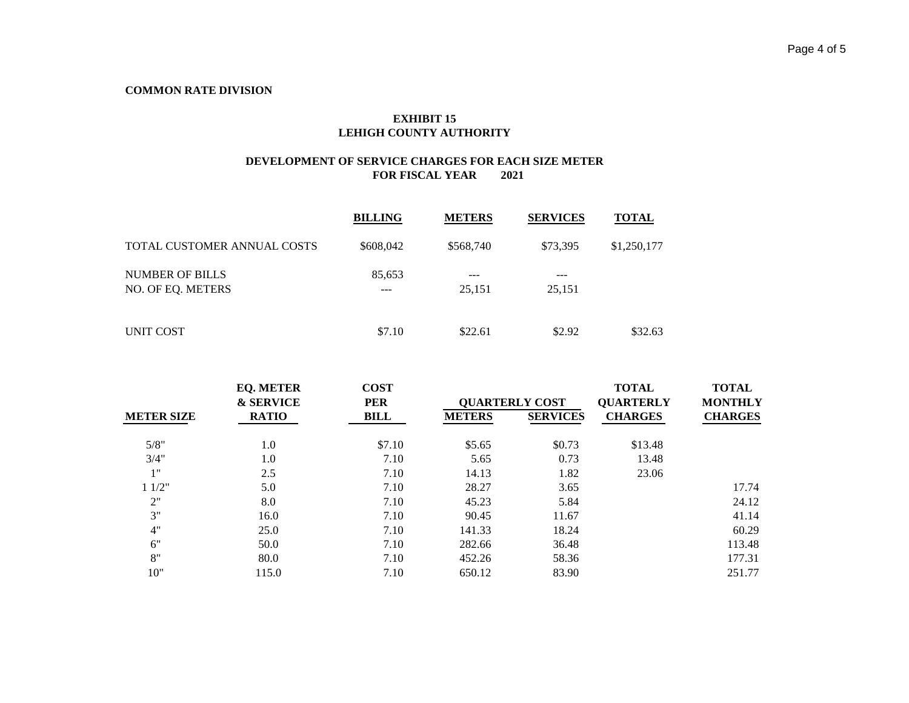**COMMON RATE DIVISION**

**EXHIBIT 15**
**LEHIGH COUNTY AUTHORITY**

**DEVELOPMENT OF SERVICE CHARGES FOR EACH SIZE METER**
**FOR FISCAL YEAR 2021**

| | BILLING | METERS | SERVICES | TOTAL |
|---|---|---|---|---|
| TOTAL CUSTOMER ANNUAL COSTS | $608,042 | $568,740 | $73,395 | $1,250,177 |
| NUMBER OF BILLS | 85,653 | --- | --- | |
| NO. OF EQ. METERS | --- | 25,151 | 25,151 | |
| UNIT COST | $7.10 | $22.61 | $2.92 | $32.63 |

| METER SIZE | EQ. METER & SERVICE RATIO | COST PER BILL | QUARTERLY COST | | TOTAL QUARTERLY CHARGES | TOTAL MONTHLY CHARGES |
|---|---|---|---|---|---|---|
| | | | METERS | SERVICES | | |
| 5/8" | 1.0 | $7.10 | $5.65 | $0.73 | $13.48 | |
| 3/4" | 1.0 | 7.10 | 5.65 | 0.73 | 13.48 | |
| 1" | 2.5 | 7.10 | 14.13 | 1.82 | 23.06 | |
| 1 1/2" | 5.0 | 7.10 | 28.27 | 3.65 | | 17.74 |
| 2" | 8.0 | 7.10 | 45.23 | 5.84 | | 24.12 |
| 3" | 16.0 | 7.10 | 90.45 | 11.67 | | 41.14 |
| 4" | 25.0 | 7.10 | 141.33 | 18.24 | | 60.29 |
| 6" | 50.0 | 7.10 | 282.66 | 36.48 | | 113.48 |
| 8" | 80.0 | 7.10 | 452.26 | 58.36 | | 177.31 |
| 10" | 115.0 | 7.10 | 650.12 | 83.90 | | 251.77 |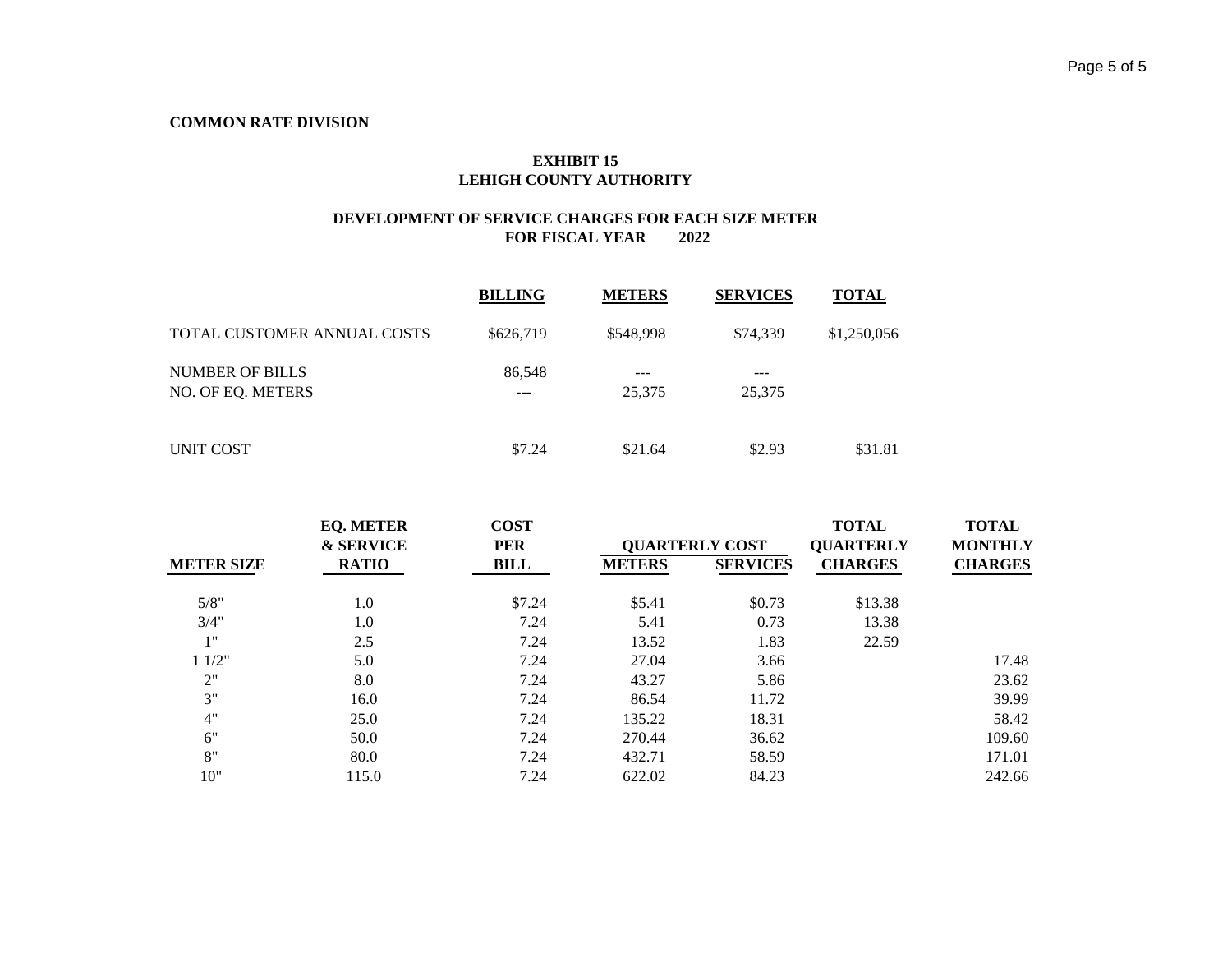**COMMON RATE DIVISION**

## EXHIBIT 15
## LEHIGH COUNTY AUTHORITY

### DEVELOPMENT OF SERVICE CHARGES FOR EACH SIZE METER
### FOR FISCAL YEAR 2022

| | BILLING | METERS | SERVICES | TOTAL |
|---|---|---|---|---|
| TOTAL CUSTOMER ANNUAL COSTS | $626,719 | $548,998 | $74,339 | $1,250,056 |
| NUMBER OF BILLS | 86,548 | --- | --- | |
| NO. OF EQ. METERS | --- | 25,375 | 25,375 | |
| UNIT COST | $7.24 | $21.64 | $2.93 | $31.81 |

| METER SIZE | EQ. METER & SERVICE RATIO | COST PER BILL | QUARTERLY COST METERS | QUARTERLY COST SERVICES | TOTAL QUARTERLY CHARGES | TOTAL MONTHLY CHARGES |
|---|---|---|---|---|---|---|
| 5/8" | 1.0 | $7.24 | $5.41 | $0.73 | $13.38 | |
| 3/4" | 1.0 | 7.24 | 5.41 | 0.73 | 13.38 | |
| 1" | 2.5 | 7.24 | 13.52 | 1.83 | 22.59 | |
| 1 1/2" | 5.0 | 7.24 | 27.04 | 3.66 | | 17.48 |
| 2" | 8.0 | 7.24 | 43.27 | 5.86 | | 23.62 |
| 3" | 16.0 | 7.24 | 86.54 | 11.72 | | 39.99 |
| 4" | 25.0 | 7.24 | 135.22 | 18.31 | | 58.42 |
| 6" | 50.0 | 7.24 | 270.44 | 36.62 | | 109.60 |
| 8" | 80.0 | 7.24 | 432.71 | 58.59 | | 171.01 |
| 10" | 115.0 | 7.24 | 622.02 | 84.23 | | 242.66 |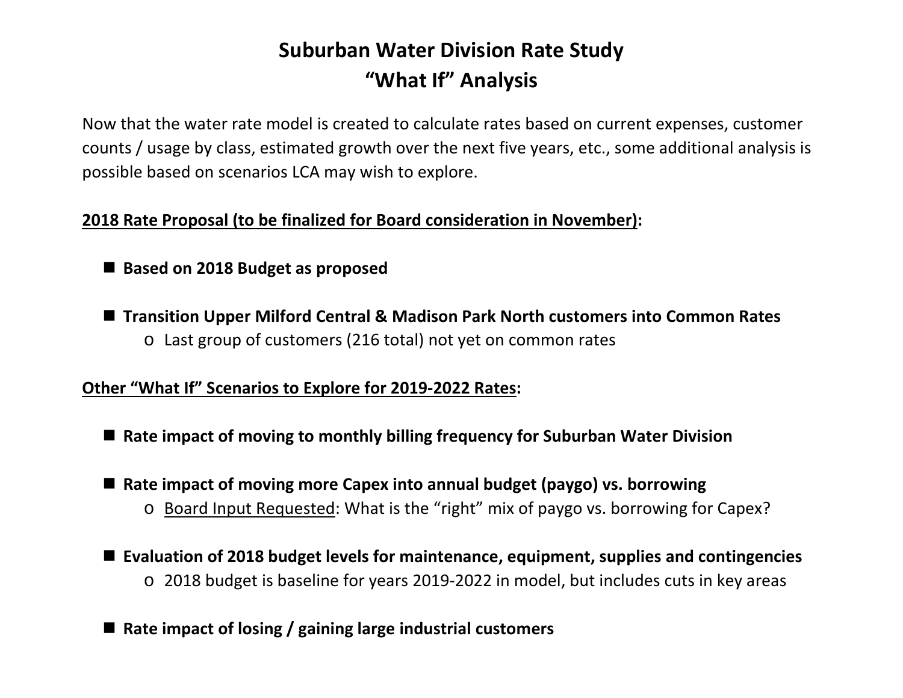# Suburban Water Division Rate Study
# "What If" Analysis

Now that the water rate model is created to calculate rates based on current expenses, customer counts / usage by class, estimated growth over the next five years, etc., some additional analysis is possible based on scenarios LCA may wish to explore.

**<u>2018 Rate Proposal (to be finalized for Board consideration in November)</u>:**

- **Based on 2018 Budget as proposed**
- **Transition Upper Milford Central & Madison Park North customers into Common Rates**
  - Last group of customers (216 total) not yet on common rates

**<u>Other "What If" Scenarios to Explore for 2019-2022 Rates</u>:**

- **Rate impact of moving to monthly billing frequency for Suburban Water Division**
- **Rate impact of moving more Capex into annual budget (paygo) vs. borrowing**
  - <u>Board Input Requested</u>: What is the "right" mix of paygo vs. borrowing for Capex?
- **Evaluation of 2018 budget levels for maintenance, equipment, supplies and contingencies**
  - 2018 budget is baseline for years 2019-2022 in model, but includes cuts in key areas
- **Rate impact of losing / gaining large industrial customers**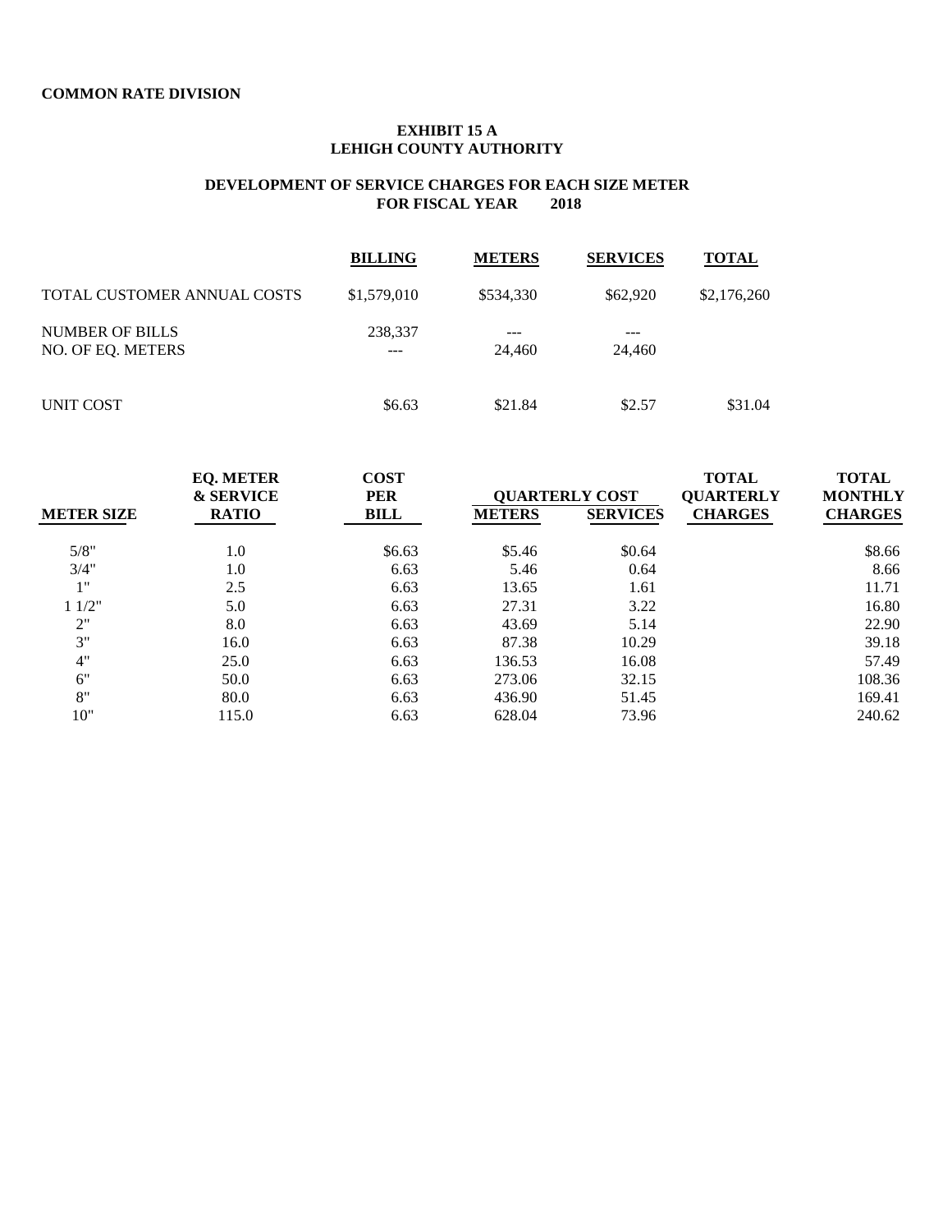**COMMON RATE DIVISION**

# EXHIBIT 15 A
# LEHIGH COUNTY AUTHORITY

## DEVELOPMENT OF SERVICE CHARGES FOR EACH SIZE METER
## FOR FISCAL YEAR 2018

| | BILLING | METERS | SERVICES | TOTAL |
|---|---|---|---|---|
| TOTAL CUSTOMER ANNUAL COSTS | $1,579,010 | $534,330 | $62,920 | $2,176,260 |
| NUMBER OF BILLS | 238,337 | --- | --- | |
| NO. OF EQ. METERS | --- | 24,460 | 24,460 | |
| UNIT COST | $6.63 | $21.84 | $2.57 | $31.04 |

| METER SIZE | EQ. METER & SERVICE RATIO | COST PER BILL | QUARTERLY COST | | TOTAL QUARTERLY CHARGES | TOTAL MONTHLY CHARGES |
|---|---|---|---|---|---|---|
| | | | METERS | SERVICES | | |
| 5/8" | 1.0 | $6.63 | $5.46 | $0.64 | | $8.66 |
| 3/4" | 1.0 | 6.63 | 5.46 | 0.64 | | 8.66 |
| 1" | 2.5 | 6.63 | 13.65 | 1.61 | | 11.71 |
| 1 1/2" | 5.0 | 6.63 | 27.31 | 3.22 | | 16.80 |
| 2" | 8.0 | 6.63 | 43.69 | 5.14 | | 22.90 |
| 3" | 16.0 | 6.63 | 87.38 | 10.29 | | 39.18 |
| 4" | 25.0 | 6.63 | 136.53 | 16.08 | | 57.49 |
| 6" | 50.0 | 6.63 | 273.06 | 32.15 | | 108.36 |
| 8" | 80.0 | 6.63 | 436.90 | 51.45 | | 169.41 |
| 10" | 115.0 | 6.63 | 628.04 | 73.96 | | 240.62 |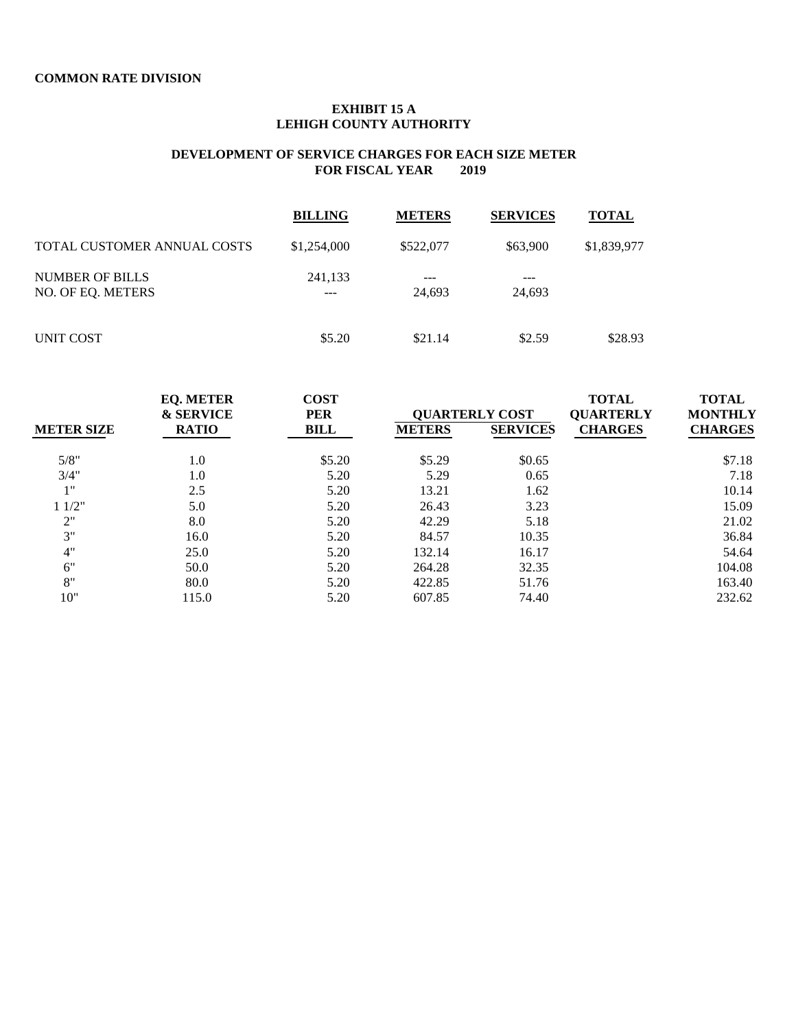**COMMON RATE DIVISION**

**EXHIBIT 15 A**
**LEHIGH COUNTY AUTHORITY**

**DEVELOPMENT OF SERVICE CHARGES FOR EACH SIZE METER**
**FOR FISCAL YEAR 2019**

| | BILLING | METERS | SERVICES | TOTAL |
|---|---|---|---|---|
| TOTAL CUSTOMER ANNUAL COSTS | $1,254,000 | $522,077 | $63,900 | $1,839,977 |
| NUMBER OF BILLS | 241,133 | --- | --- | |
| NO. OF EQ. METERS | --- | 24,693 | 24,693 | |
| UNIT COST | $5.20 | $21.14 | $2.59 | $28.93 |

| METER SIZE | EQ. METER & SERVICE RATIO | COST PER BILL | QUARTERLY COST METERS | QUARTERLY COST SERVICES | TOTAL QUARTERLY CHARGES | TOTAL MONTHLY CHARGES |
|---|---|---|---|---|---|---|
| 5/8" | 1.0 | $5.20 | $5.29 | $0.65 | | $7.18 |
| 3/4" | 1.0 | 5.20 | 5.29 | 0.65 | | 7.18 |
| 1" | 2.5 | 5.20 | 13.21 | 1.62 | | 10.14 |
| 1 1/2" | 5.0 | 5.20 | 26.43 | 3.23 | | 15.09 |
| 2" | 8.0 | 5.20 | 42.29 | 5.18 | | 21.02 |
| 3" | 16.0 | 5.20 | 84.57 | 10.35 | | 36.84 |
| 4" | 25.0 | 5.20 | 132.14 | 16.17 | | 54.64 |
| 6" | 50.0 | 5.20 | 264.28 | 32.35 | | 104.08 |
| 8" | 80.0 | 5.20 | 422.85 | 51.76 | | 163.40 |
| 10" | 115.0 | 5.20 | 607.85 | 74.40 | | 232.62 |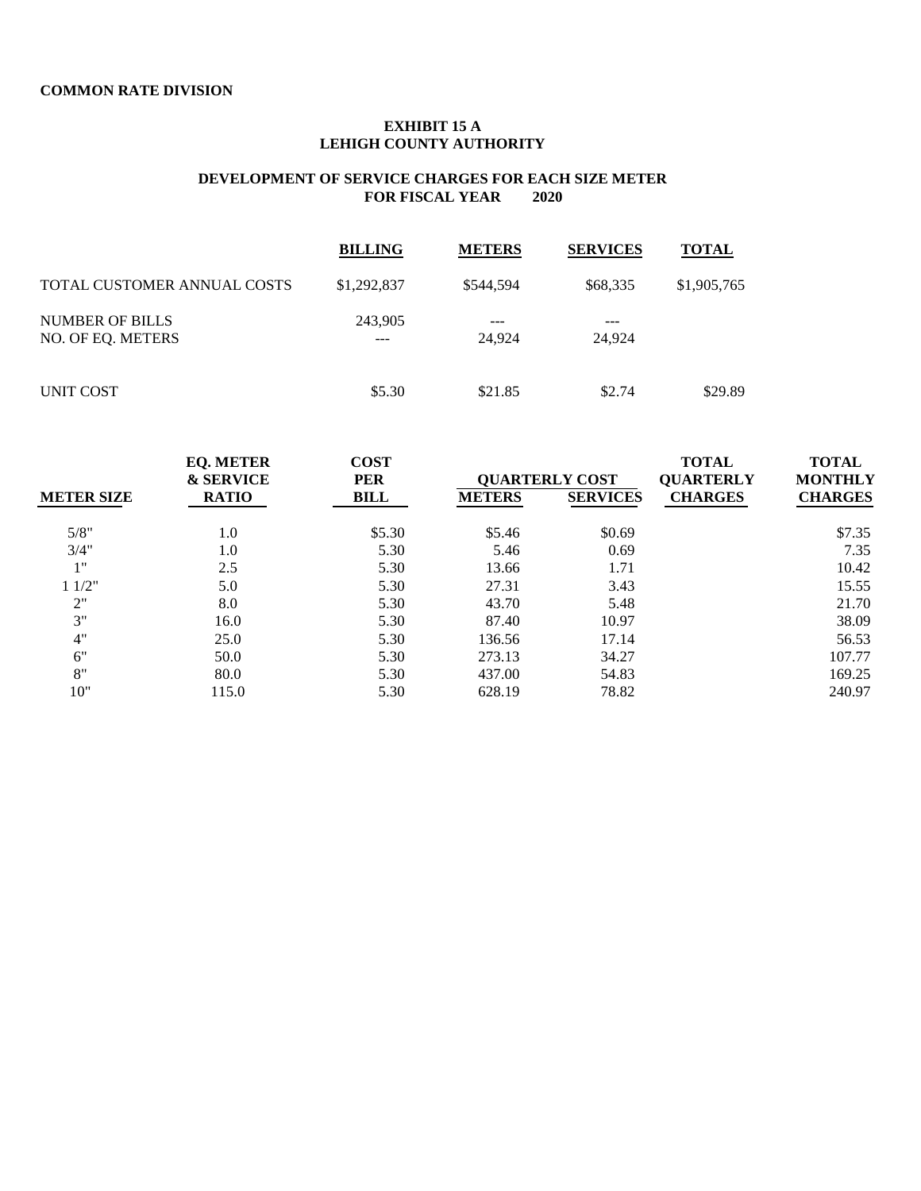**COMMON RATE DIVISION**

**EXHIBIT 15 A**
**LEHIGH COUNTY AUTHORITY**

**DEVELOPMENT OF SERVICE CHARGES FOR EACH SIZE METER**
**FOR FISCAL YEAR 2020**

| | BILLING | METERS | SERVICES | TOTAL |
|---|---|---|---|---|
| TOTAL CUSTOMER ANNUAL COSTS | $1,292,837 | $544,594 | $68,335 | $1,905,765 |
| NUMBER OF BILLS | 243,905 | --- | --- | |
| NO. OF EQ. METERS | --- | 24,924 | 24,924 | |
| UNIT COST | $5.30 | $21.85 | $2.74 | $29.89 |

| METER SIZE | EQ. METER & SERVICE RATIO | COST PER BILL | QUARTERLY COST METERS | QUARTERLY COST SERVICES | TOTAL QUARTERLY CHARGES | TOTAL MONTHLY CHARGES |
|---|---|---|---|---|---|---|
| 5/8" | 1.0 | $5.30 | $5.46 | $0.69 | | $7.35 |
| 3/4" | 1.0 | 5.30 | 5.46 | 0.69 | | 7.35 |
| 1" | 2.5 | 5.30 | 13.66 | 1.71 | | 10.42 |
| 1 1/2" | 5.0 | 5.30 | 27.31 | 3.43 | | 15.55 |
| 2" | 8.0 | 5.30 | 43.70 | 5.48 | | 21.70 |
| 3" | 16.0 | 5.30 | 87.40 | 10.97 | | 38.09 |
| 4" | 25.0 | 5.30 | 136.56 | 17.14 | | 56.53 |
| 6" | 50.0 | 5.30 | 273.13 | 34.27 | | 107.77 |
| 8" | 80.0 | 5.30 | 437.00 | 54.83 | | 169.25 |
| 10" | 115.0 | 5.30 | 628.19 | 78.82 | | 240.97 |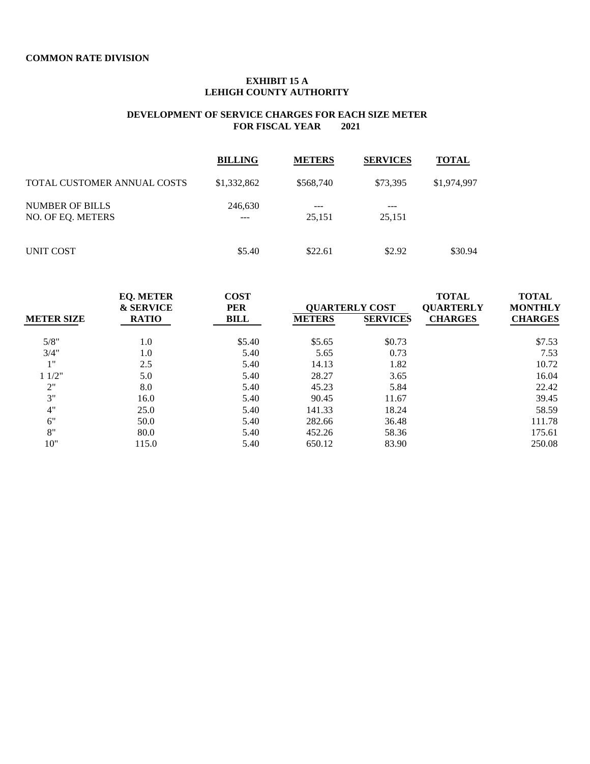**COMMON RATE DIVISION**

**EXHIBIT 15 A**
**LEHIGH COUNTY AUTHORITY**

**DEVELOPMENT OF SERVICE CHARGES FOR EACH SIZE METER**
**FOR FISCAL YEAR 2021**

| | **BILLING** | **METERS** | **SERVICES** | **TOTAL** |
|---|---|---|---|---|
| TOTAL CUSTOMER ANNUAL COSTS | $1,332,862 | $568,740 | $73,395 | $1,974,997 |
| NUMBER OF BILLS | 246,630 | --- | --- | |
| NO. OF EQ. METERS | --- | 25,151 | 25,151 | |
| UNIT COST | $5.40 | $22.61 | $2.92 | $30.94 |

| **METER SIZE** | **EQ. METER & SERVICE RATIO** | **COST PER BILL** | **QUARTERLY COST METERS** | **QUARTERLY COST SERVICES** | **TOTAL QUARTERLY CHARGES** | **TOTAL MONTHLY CHARGES** |
|---|---|---|---|---|---|---|
| 5/8" | 1.0 | $5.40 | $5.65 | $0.73 | | $7.53 |
| 3/4" | 1.0 | 5.40 | 5.65 | 0.73 | | 7.53 |
| 1" | 2.5 | 5.40 | 14.13 | 1.82 | | 10.72 |
| 1 1/2" | 5.0 | 5.40 | 28.27 | 3.65 | | 16.04 |
| 2" | 8.0 | 5.40 | 45.23 | 5.84 | | 22.42 |
| 3" | 16.0 | 5.40 | 90.45 | 11.67 | | 39.45 |
| 4" | 25.0 | 5.40 | 141.33 | 18.24 | | 58.59 |
| 6" | 50.0 | 5.40 | 282.66 | 36.48 | | 111.78 |
| 8" | 80.0 | 5.40 | 452.26 | 58.36 | | 175.61 |
| 10" | 115.0 | 5.40 | 650.12 | 83.90 | | 250.08 |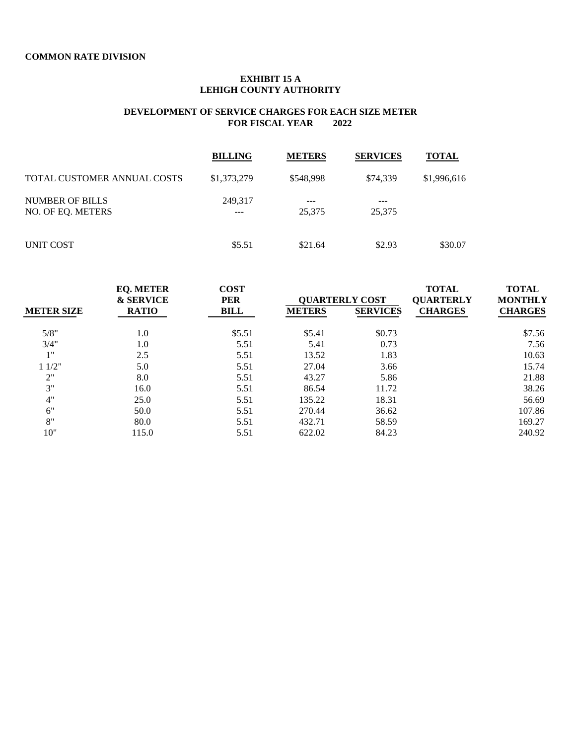**COMMON RATE DIVISION**

**EXHIBIT 15 A**
**LEHIGH COUNTY AUTHORITY**

**DEVELOPMENT OF SERVICE CHARGES FOR EACH SIZE METER**
**FOR FISCAL YEAR 2022**

| | BILLING | METERS | SERVICES | TOTAL |
|---|---|---|---|---|
| TOTAL CUSTOMER ANNUAL COSTS | $1,373,279 | $548,998 | $74,339 | $1,996,616 |
| NUMBER OF BILLS | 249,317 | --- | --- | |
| NO. OF EQ. METERS | --- | 25,375 | 25,375 | |
| UNIT COST | $5.51 | $21.64 | $2.93 | $30.07 |

| METER SIZE | EQ. METER & SERVICE RATIO | COST PER BILL | QUARTERLY COST METERS | QUARTERLY COST SERVICES | TOTAL QUARTERLY CHARGES | TOTAL MONTHLY CHARGES |
|---|---|---|---|---|---|---|
| 5/8" | 1.0 | $5.51 | $5.41 | $0.73 | | $7.56 |
| 3/4" | 1.0 | 5.51 | 5.41 | 0.73 | | 7.56 |
| 1" | 2.5 | 5.51 | 13.52 | 1.83 | | 10.63 |
| 1 1/2" | 5.0 | 5.51 | 27.04 | 3.66 | | 15.74 |
| 2" | 8.0 | 5.51 | 43.27 | 5.86 | | 21.88 |
| 3" | 16.0 | 5.51 | 86.54 | 11.72 | | 38.26 |
| 4" | 25.0 | 5.51 | 135.22 | 18.31 | | 56.69 |
| 6" | 50.0 | 5.51 | 270.44 | 36.62 | | 107.86 |
| 8" | 80.0 | 5.51 | 432.71 | 58.59 | | 169.27 |
| 10" | 115.0 | 5.51 | 622.02 | 84.23 | | 240.92 |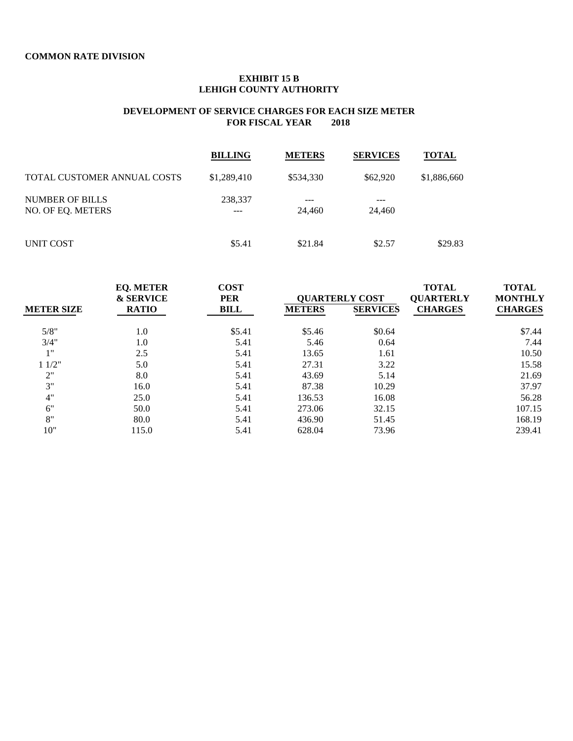**COMMON RATE DIVISION**

**EXHIBIT 15 B**
**LEHIGH COUNTY AUTHORITY**

**DEVELOPMENT OF SERVICE CHARGES FOR EACH SIZE METER**
**FOR FISCAL YEAR 2018**

| | BILLING | METERS | SERVICES | TOTAL |
|---|---|---|---|---|
| TOTAL CUSTOMER ANNUAL COSTS | $1,289,410 | $534,330 | $62,920 | $1,886,660 |
| NUMBER OF BILLS | 238,337 | --- | --- | |
| NO. OF EQ. METERS | --- | 24,460 | 24,460 | |
| UNIT COST | $5.41 | $21.84 | $2.57 | $29.83 |

| METER SIZE | EQ. METER & SERVICE RATIO | COST PER BILL | QUARTERLY COST | | TOTAL QUARTERLY CHARGES | TOTAL MONTHLY CHARGES |
|---|---|---|---|---|---|---|
| | | | METERS | SERVICES | | |
| 5/8" | 1.0 | $5.41 | $5.46 | $0.64 | | $7.44 |
| 3/4" | 1.0 | 5.41 | 5.46 | 0.64 | | 7.44 |
| 1" | 2.5 | 5.41 | 13.65 | 1.61 | | 10.50 |
| 1 1/2" | 5.0 | 5.41 | 27.31 | 3.22 | | 15.58 |
| 2" | 8.0 | 5.41 | 43.69 | 5.14 | | 21.69 |
| 3" | 16.0 | 5.41 | 87.38 | 10.29 | | 37.97 |
| 4" | 25.0 | 5.41 | 136.53 | 16.08 | | 56.28 |
| 6" | 50.0 | 5.41 | 273.06 | 32.15 | | 107.15 |
| 8" | 80.0 | 5.41 | 436.90 | 51.45 | | 168.19 |
| 10" | 115.0 | 5.41 | 628.04 | 73.96 | | 239.41 |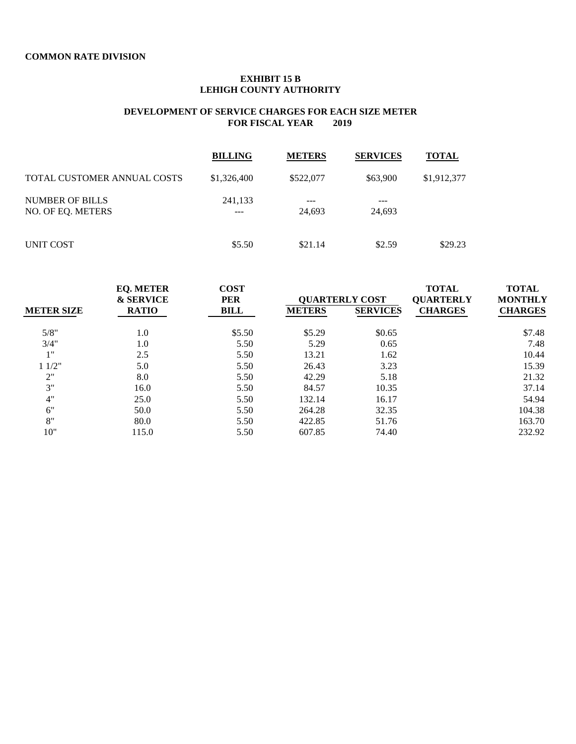**COMMON RATE DIVISION**

**EXHIBIT 15 B**
**LEHIGH COUNTY AUTHORITY**

**DEVELOPMENT OF SERVICE CHARGES FOR EACH SIZE METER**
**FOR FISCAL YEAR 2019**

| | BILLING | METERS | SERVICES | TOTAL |
|---|---|---|---|---|
| TOTAL CUSTOMER ANNUAL COSTS | $1,326,400 | $522,077 | $63,900 | $1,912,377 |
| NUMBER OF BILLS | 241,133 | --- | --- | |
| NO. OF EQ. METERS | --- | 24,693 | 24,693 | |
| UNIT COST | $5.50 | $21.14 | $2.59 | $29.23 |

| METER SIZE | EQ. METER & SERVICE RATIO | COST PER BILL | QUARTERLY COST METERS | QUARTERLY COST SERVICES | TOTAL QUARTERLY CHARGES | TOTAL MONTHLY CHARGES |
|---|---|---|---|---|---|---|
| 5/8" | 1.0 | $5.50 | $5.29 | $0.65 | | $7.48 |
| 3/4" | 1.0 | 5.50 | 5.29 | 0.65 | | 7.48 |
| 1" | 2.5 | 5.50 | 13.21 | 1.62 | | 10.44 |
| 1 1/2" | 5.0 | 5.50 | 26.43 | 3.23 | | 15.39 |
| 2" | 8.0 | 5.50 | 42.29 | 5.18 | | 21.32 |
| 3" | 16.0 | 5.50 | 84.57 | 10.35 | | 37.14 |
| 4" | 25.0 | 5.50 | 132.14 | 16.17 | | 54.94 |
| 6" | 50.0 | 5.50 | 264.28 | 32.35 | | 104.38 |
| 8" | 80.0 | 5.50 | 422.85 | 51.76 | | 163.70 |
| 10" | 115.0 | 5.50 | 607.85 | 74.40 | | 232.92 |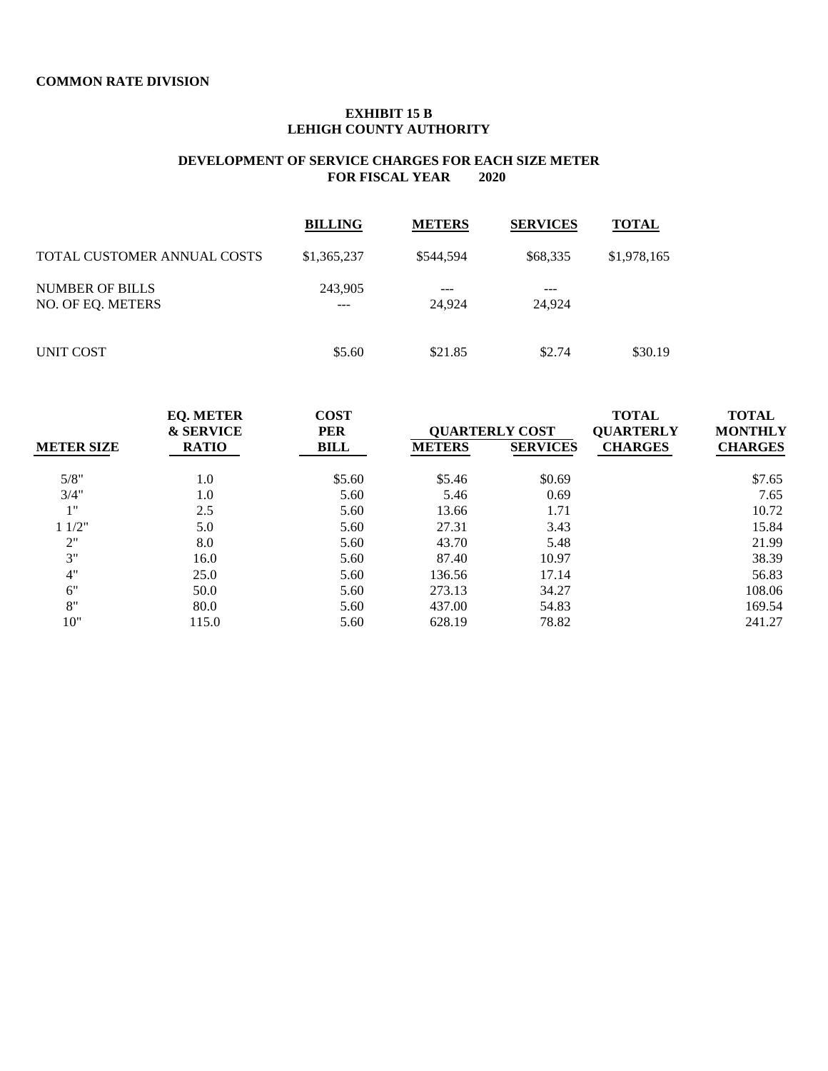**COMMON RATE DIVISION**

**EXHIBIT 15 B**
**LEHIGH COUNTY AUTHORITY**

**DEVELOPMENT OF SERVICE CHARGES FOR EACH SIZE METER**
**FOR FISCAL YEAR 2020**

| | BILLING | METERS | SERVICES | TOTAL |
|---|---|---|---|---|
| TOTAL CUSTOMER ANNUAL COSTS | $1,365,237 | $544,594 | $68,335 | $1,978,165 |
| NUMBER OF BILLS | 243,905 | --- | --- | |
| NO. OF EQ. METERS | --- | 24,924 | 24,924 | |
| UNIT COST | $5.60 | $21.85 | $2.74 | $30.19 |

| METER SIZE | EQ. METER & SERVICE RATIO | COST PER BILL | QUARTERLY COST | | TOTAL QUARTERLY CHARGES | TOTAL MONTHLY CHARGES |
|---|---|---|---|---|---|---|
| | | | METERS | SERVICES | | |
| 5/8" | 1.0 | $5.60 | $5.46 | $0.69 | | $7.65 |
| 3/4" | 1.0 | 5.60 | 5.46 | 0.69 | | 7.65 |
| 1" | 2.5 | 5.60 | 13.66 | 1.71 | | 10.72 |
| 1 1/2" | 5.0 | 5.60 | 27.31 | 3.43 | | 15.84 |
| 2" | 8.0 | 5.60 | 43.70 | 5.48 | | 21.99 |
| 3" | 16.0 | 5.60 | 87.40 | 10.97 | | 38.39 |
| 4" | 25.0 | 5.60 | 136.56 | 17.14 | | 56.83 |
| 6" | 50.0 | 5.60 | 273.13 | 34.27 | | 108.06 |
| 8" | 80.0 | 5.60 | 437.00 | 54.83 | | 169.54 |
| 10" | 115.0 | 5.60 | 628.19 | 78.82 | | 241.27 |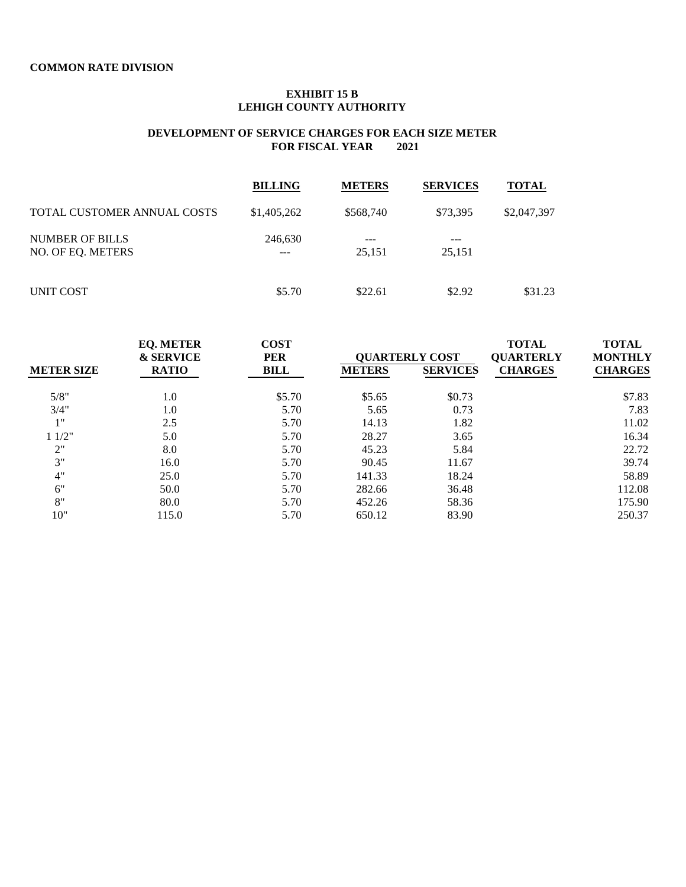**COMMON RATE DIVISION**

**EXHIBIT 15 B**
**LEHIGH COUNTY AUTHORITY**

**DEVELOPMENT OF SERVICE CHARGES FOR EACH SIZE METER**
**FOR FISCAL YEAR 2021**

| | BILLING | METERS | SERVICES | TOTAL |
|---|---|---|---|---|
| TOTAL CUSTOMER ANNUAL COSTS | $1,405,262 | $568,740 | $73,395 | $2,047,397 |
| NUMBER OF BILLS | 246,630 | --- | --- | |
| NO. OF EQ. METERS | --- | 25,151 | 25,151 | |
| UNIT COST | $5.70 | $22.61 | $2.92 | $31.23 |

| METER SIZE | EQ. METER & SERVICE RATIO | COST PER BILL | QUARTERLY COST METERS | QUARTERLY COST SERVICES | TOTAL QUARTERLY CHARGES | TOTAL MONTHLY CHARGES |
|---|---|---|---|---|---|---|
| 5/8" | 1.0 | $5.70 | $5.65 | $0.73 | | $7.83 |
| 3/4" | 1.0 | 5.70 | 5.65 | 0.73 | | 7.83 |
| 1" | 2.5 | 5.70 | 14.13 | 1.82 | | 11.02 |
| 1 1/2" | 5.0 | 5.70 | 28.27 | 3.65 | | 16.34 |
| 2" | 8.0 | 5.70 | 45.23 | 5.84 | | 22.72 |
| 3" | 16.0 | 5.70 | 90.45 | 11.67 | | 39.74 |
| 4" | 25.0 | 5.70 | 141.33 | 18.24 | | 58.89 |
| 6" | 50.0 | 5.70 | 282.66 | 36.48 | | 112.08 |
| 8" | 80.0 | 5.70 | 452.26 | 58.36 | | 175.90 |
| 10" | 115.0 | 5.70 | 650.12 | 83.90 | | 250.37 |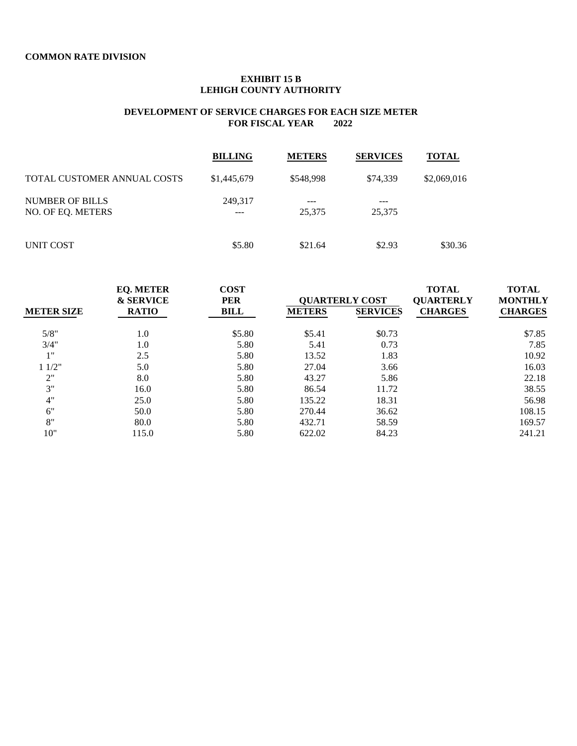**COMMON RATE DIVISION**

**EXHIBIT 15 B**
**LEHIGH COUNTY AUTHORITY**

**DEVELOPMENT OF SERVICE CHARGES FOR EACH SIZE METER**
**FOR FISCAL YEAR 2022**

| | BILLING | METERS | SERVICES | TOTAL |
|---|---|---|---|---|
| TOTAL CUSTOMER ANNUAL COSTS | $1,445,679 | $548,998 | $74,339 | $2,069,016 |
| NUMBER OF BILLS | 249,317 | --- | --- | |
| NO. OF EQ. METERS | --- | 25,375 | 25,375 | |
| UNIT COST | $5.80 | $21.64 | $2.93 | $30.36 |

| METER SIZE | EQ. METER & SERVICE RATIO | COST PER BILL | QUARTERLY COST | | TOTAL QUARTERLY CHARGES | TOTAL MONTHLY CHARGES |
|---|---|---|---|---|---|---|
| | | | METERS | SERVICES | | |
| 5/8" | 1.0 | $5.80 | $5.41 | $0.73 | | $7.85 |
| 3/4" | 1.0 | 5.80 | 5.41 | 0.73 | | 7.85 |
| 1" | 2.5 | 5.80 | 13.52 | 1.83 | | 10.92 |
| 1 1/2" | 5.0 | 5.80 | 27.04 | 3.66 | | 16.03 |
| 2" | 8.0 | 5.80 | 43.27 | 5.86 | | 22.18 |
| 3" | 16.0 | 5.80 | 86.54 | 11.72 | | 38.55 |
| 4" | 25.0 | 5.80 | 135.22 | 18.31 | | 56.98 |
| 6" | 50.0 | 5.80 | 270.44 | 36.62 | | 108.15 |
| 8" | 80.0 | 5.80 | 432.71 | 58.59 | | 169.57 |
| 10" | 115.0 | 5.80 | 622.02 | 84.23 | | 241.21 |